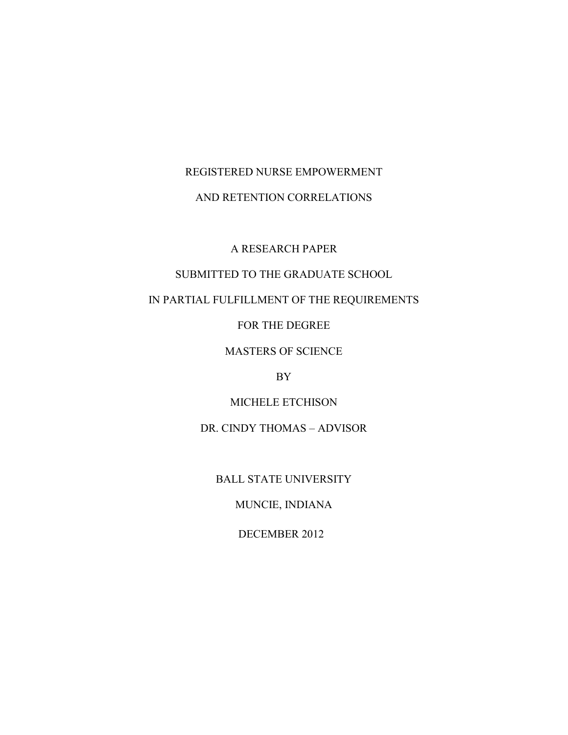# REGISTERED NURSE EMPOWERMENT

# AND RETENTION CORRELATIONS

A RESEARCH PAPER

SUBMITTED TO THE GRADUATE SCHOOL

IN PARTIAL FULFILLMENT OF THE REQUIREMENTS

FOR THE DEGREE

MASTERS OF SCIENCE

BY

MICHELE ETCHISON

DR. CINDY THOMAS – ADVISOR

BALL STATE UNIVERSITY

MUNCIE, INDIANA

DECEMBER 2012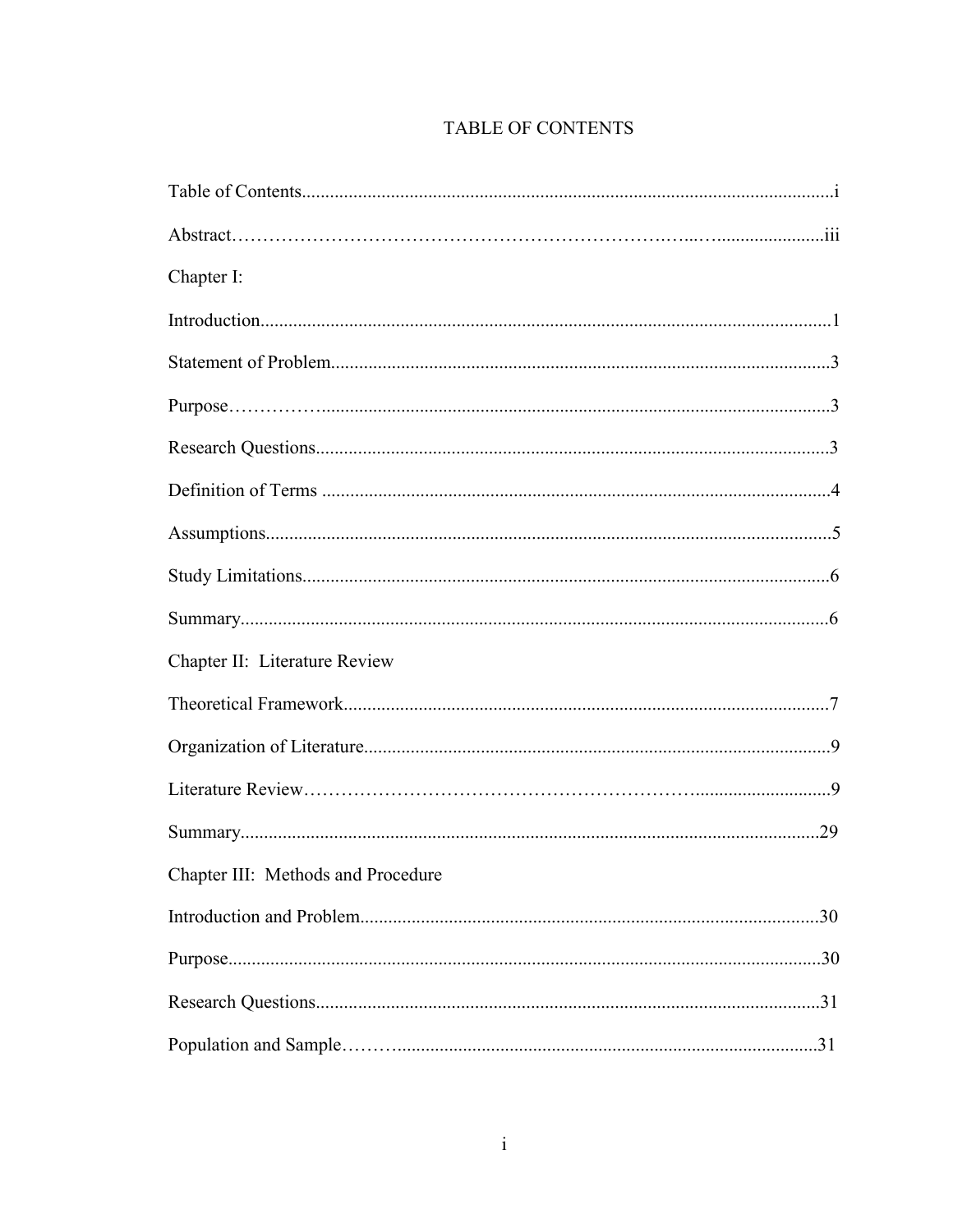# TABLE OF CONTENTS

Table of Contents....................................................................................................................i

Abstract…………………………………………………………………...…......................iii

Chapter I:

Introduction..........................................................................................................................1

Statement of Problem...........................................................................................................3

Purpose……………............................................................................................................3

Research Questions..............................................................................................................3

Definition of Terms .............................................................................................................4

Assumptions.........................................................................................................................5

Study Limitations.................................................................................................................6

Summary..............................................................................................................................6

Chapter II: Literature Review

Theoretical Framework........................................................................................................7

Organization of Literature....................................................................................................9

Literature Review…………………………………………………………….............................9

Summary............................................................................................................................29

Chapter III: Methods and Procedure

Introduction and Problem..................................................................................................30

Purpose...............................................................................................................................30

Research Questions............................................................................................................31

Population and Sample……...........................................................................................31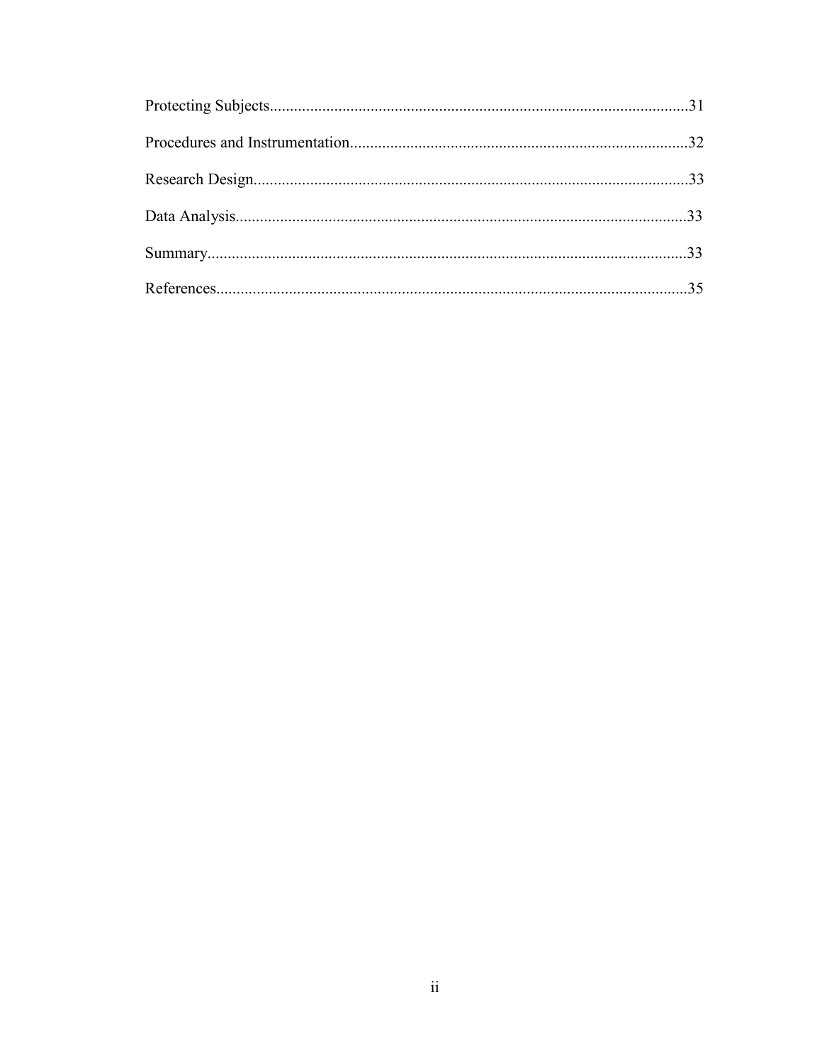Protecting Subjects........................................................................................................31

Procedures and Instrumentation....................................................................................32

Research Design............................................................................................................33

Data Analysis................................................................................................................33

Summary.......................................................................................................................33

References.....................................................................................................................35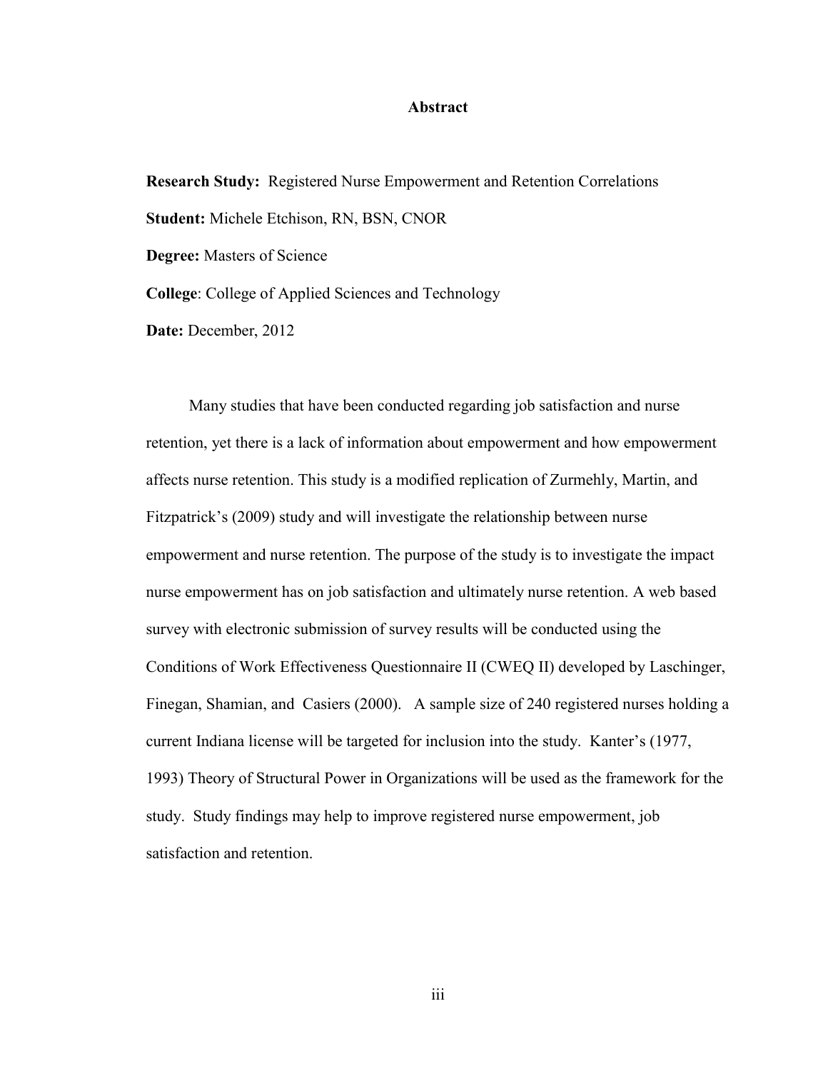# Abstract

**Research Study:** Registered Nurse Empowerment and Retention Correlations

**Student:** Michele Etchison, RN, BSN, CNOR

**Degree:** Masters of Science

**College**: College of Applied Sciences and Technology

**Date:** December, 2012

Many studies that have been conducted regarding job satisfaction and nurse retention, yet there is a lack of information about empowerment and how empowerment affects nurse retention. This study is a modified replication of Zurmehly, Martin, and Fitzpatrick's (2009) study and will investigate the relationship between nurse empowerment and nurse retention. The purpose of the study is to investigate the impact nurse empowerment has on job satisfaction and ultimately nurse retention. A web based survey with electronic submission of survey results will be conducted using the Conditions of Work Effectiveness Questionnaire II (CWEQ II) developed by Laschinger, Finegan, Shamian, and Casiers (2000). A sample size of 240 registered nurses holding a current Indiana license will be targeted for inclusion into the study. Kanter's (1977, 1993) Theory of Structural Power in Organizations will be used as the framework for the study. Study findings may help to improve registered nurse empowerment, job satisfaction and retention.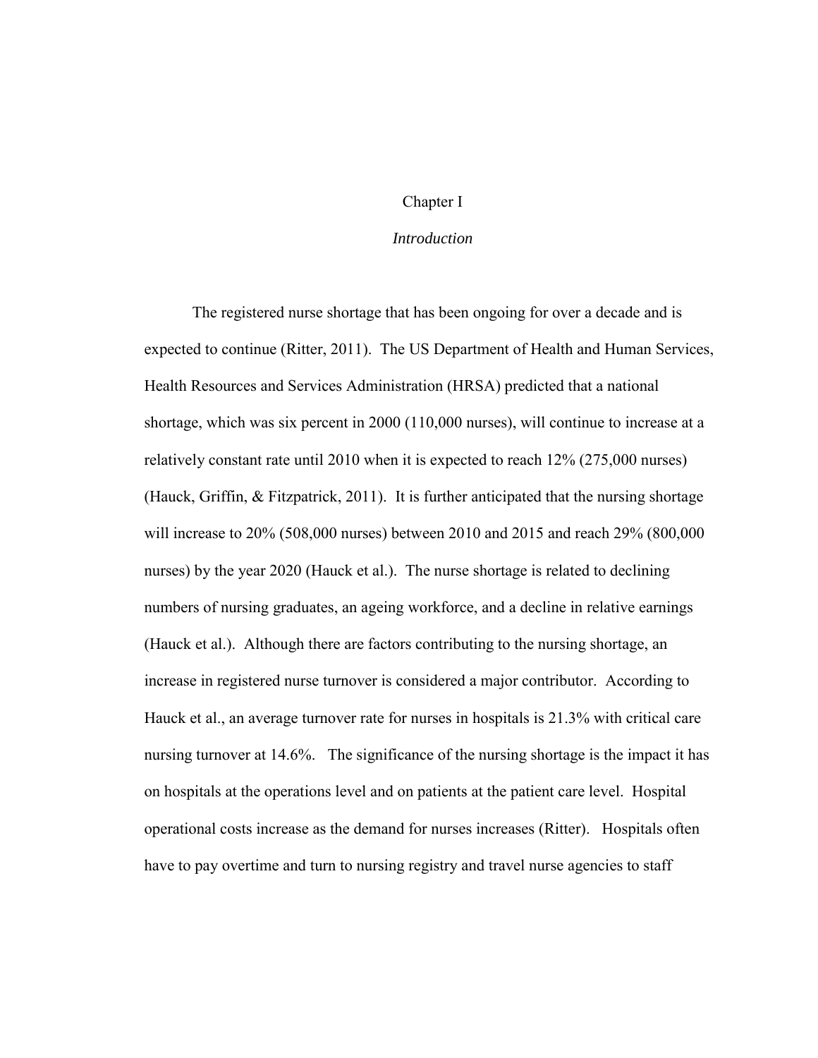# Chapter I

## *Introduction*

The registered nurse shortage that has been ongoing for over a decade and is expected to continue (Ritter, 2011). The US Department of Health and Human Services, Health Resources and Services Administration (HRSA) predicted that a national shortage, which was six percent in 2000 (110,000 nurses), will continue to increase at a relatively constant rate until 2010 when it is expected to reach 12% (275,000 nurses) (Hauck, Griffin, & Fitzpatrick, 2011). It is further anticipated that the nursing shortage will increase to 20% (508,000 nurses) between 2010 and 2015 and reach 29% (800,000 nurses) by the year 2020 (Hauck et al.). The nurse shortage is related to declining numbers of nursing graduates, an ageing workforce, and a decline in relative earnings (Hauck et al.). Although there are factors contributing to the nursing shortage, an increase in registered nurse turnover is considered a major contributor. According to Hauck et al., an average turnover rate for nurses in hospitals is 21.3% with critical care nursing turnover at 14.6%. The significance of the nursing shortage is the impact it has on hospitals at the operations level and on patients at the patient care level. Hospital operational costs increase as the demand for nurses increases (Ritter). Hospitals often have to pay overtime and turn to nursing registry and travel nurse agencies to staff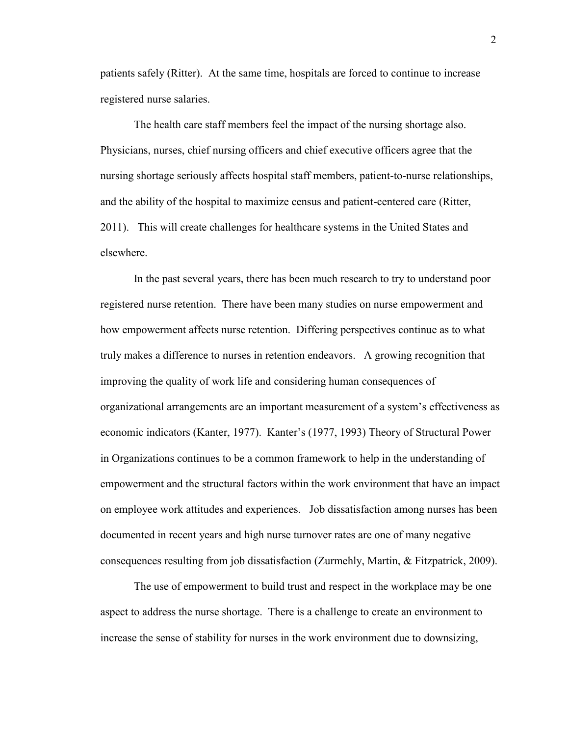patients safely (Ritter). At the same time, hospitals are forced to continue to increase registered nurse salaries.

The health care staff members feel the impact of the nursing shortage also. Physicians, nurses, chief nursing officers and chief executive officers agree that the nursing shortage seriously affects hospital staff members, patient-to-nurse relationships, and the ability of the hospital to maximize census and patient-centered care (Ritter, 2011). This will create challenges for healthcare systems in the United States and elsewhere.

In the past several years, there has been much research to try to understand poor registered nurse retention. There have been many studies on nurse empowerment and how empowerment affects nurse retention. Differing perspectives continue as to what truly makes a difference to nurses in retention endeavors. A growing recognition that improving the quality of work life and considering human consequences of organizational arrangements are an important measurement of a system's effectiveness as economic indicators (Kanter, 1977). Kanter's (1977, 1993) Theory of Structural Power in Organizations continues to be a common framework to help in the understanding of empowerment and the structural factors within the work environment that have an impact on employee work attitudes and experiences. Job dissatisfaction among nurses has been documented in recent years and high nurse turnover rates are one of many negative consequences resulting from job dissatisfaction (Zurmehly, Martin, & Fitzpatrick, 2009).

The use of empowerment to build trust and respect in the workplace may be one aspect to address the nurse shortage. There is a challenge to create an environment to increase the sense of stability for nurses in the work environment due to downsizing,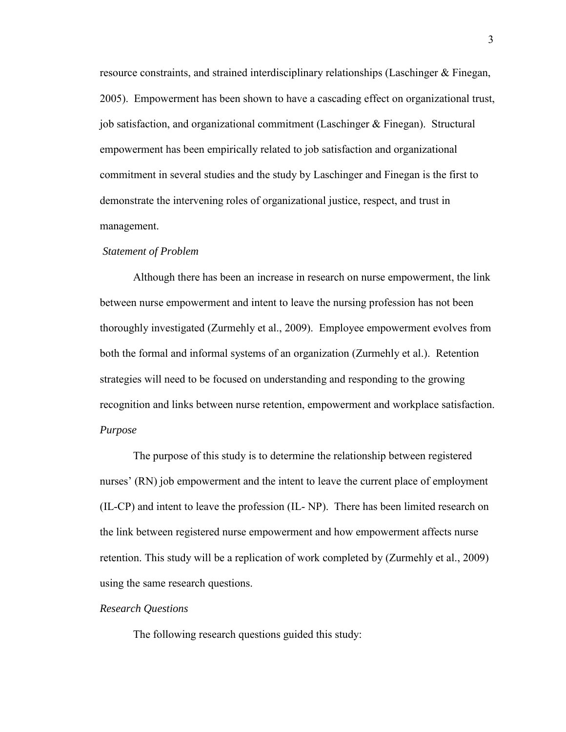resource constraints, and strained interdisciplinary relationships (Laschinger & Finegan, 2005). Empowerment has been shown to have a cascading effect on organizational trust, job satisfaction, and organizational commitment (Laschinger & Finegan). Structural empowerment has been empirically related to job satisfaction and organizational commitment in several studies and the study by Laschinger and Finegan is the first to demonstrate the intervening roles of organizational justice, respect, and trust in management.

*Statement of Problem*

Although there has been an increase in research on nurse empowerment, the link between nurse empowerment and intent to leave the nursing profession has not been thoroughly investigated (Zurmehly et al., 2009). Employee empowerment evolves from both the formal and informal systems of an organization (Zurmehly et al.). Retention strategies will need to be focused on understanding and responding to the growing recognition and links between nurse retention, empowerment and workplace satisfaction.

*Purpose*

The purpose of this study is to determine the relationship between registered nurses' (RN) job empowerment and the intent to leave the current place of employment (IL-CP) and intent to leave the profession (IL- NP). There has been limited research on the link between registered nurse empowerment and how empowerment affects nurse retention. This study will be a replication of work completed by (Zurmehly et al., 2009) using the same research questions.

*Research Questions*

The following research questions guided this study: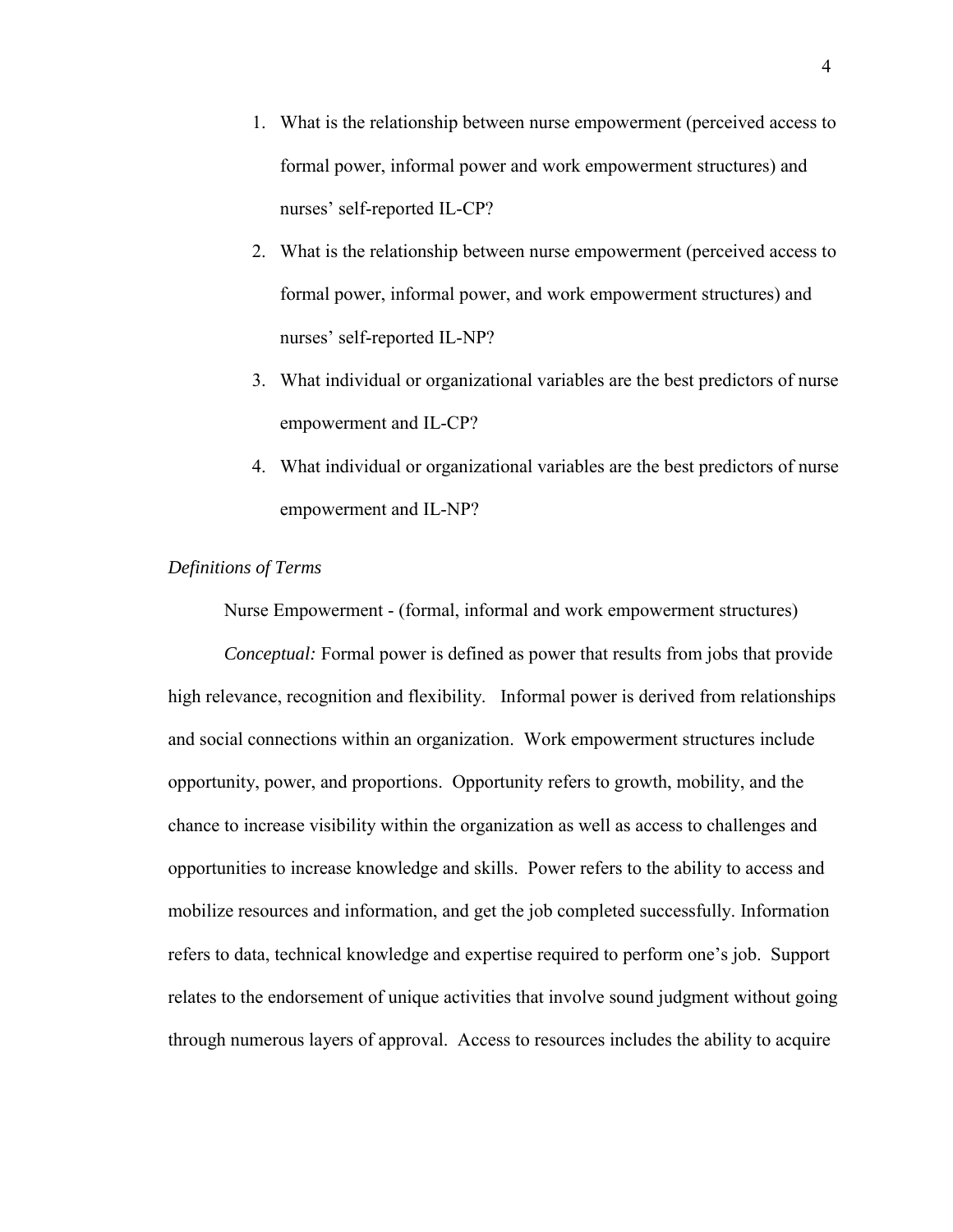1. What is the relationship between nurse empowerment (perceived access to formal power, informal power and work empowerment structures) and nurses' self-reported IL-CP?
2. What is the relationship between nurse empowerment (perceived access to formal power, informal power, and work empowerment structures) and nurses' self-reported IL-NP?
3. What individual or organizational variables are the best predictors of nurse empowerment and IL-CP?
4. What individual or organizational variables are the best predictors of nurse empowerment and IL-NP?

*Definitions of Terms*

Nurse Empowerment - (formal, informal and work empowerment structures)

*Conceptual:* Formal power is defined as power that results from jobs that provide high relevance, recognition and flexibility. Informal power is derived from relationships and social connections within an organization. Work empowerment structures include opportunity, power, and proportions. Opportunity refers to growth, mobility, and the chance to increase visibility within the organization as well as access to challenges and opportunities to increase knowledge and skills. Power refers to the ability to access and mobilize resources and information, and get the job completed successfully. Information refers to data, technical knowledge and expertise required to perform one's job. Support relates to the endorsement of unique activities that involve sound judgment without going through numerous layers of approval. Access to resources includes the ability to acquire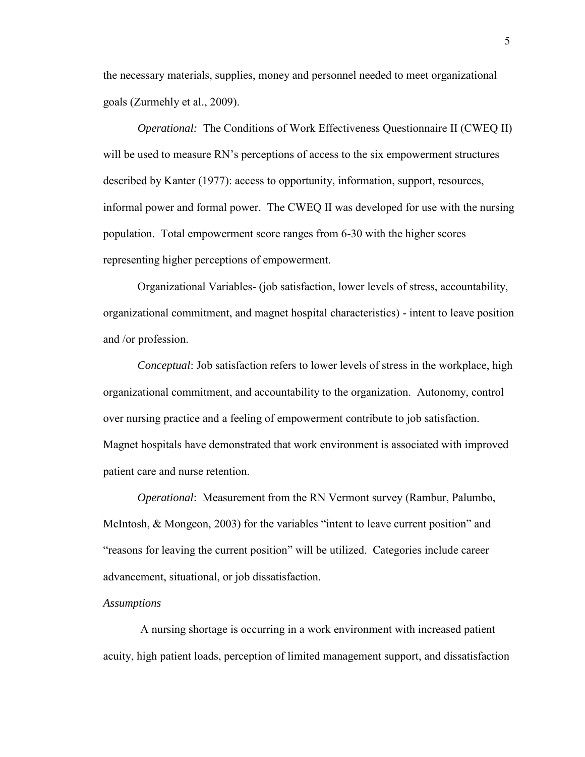the necessary materials, supplies, money and personnel needed to meet organizational goals (Zurmehly et al., 2009).

*Operational:* The Conditions of Work Effectiveness Questionnaire II (CWEQ II) will be used to measure RN's perceptions of access to the six empowerment structures described by Kanter (1977): access to opportunity, information, support, resources, informal power and formal power. The CWEQ II was developed for use with the nursing population. Total empowerment score ranges from 6-30 with the higher scores representing higher perceptions of empowerment.

Organizational Variables- (job satisfaction, lower levels of stress, accountability, organizational commitment, and magnet hospital characteristics) - intent to leave position and /or profession.

*Conceptual*: Job satisfaction refers to lower levels of stress in the workplace, high organizational commitment, and accountability to the organization. Autonomy, control over nursing practice and a feeling of empowerment contribute to job satisfaction. Magnet hospitals have demonstrated that work environment is associated with improved patient care and nurse retention.

*Operational*: Measurement from the RN Vermont survey (Rambur, Palumbo, McIntosh, & Mongeon, 2003) for the variables "intent to leave current position" and "reasons for leaving the current position" will be utilized. Categories include career advancement, situational, or job dissatisfaction.

*Assumptions*

A nursing shortage is occurring in a work environment with increased patient acuity, high patient loads, perception of limited management support, and dissatisfaction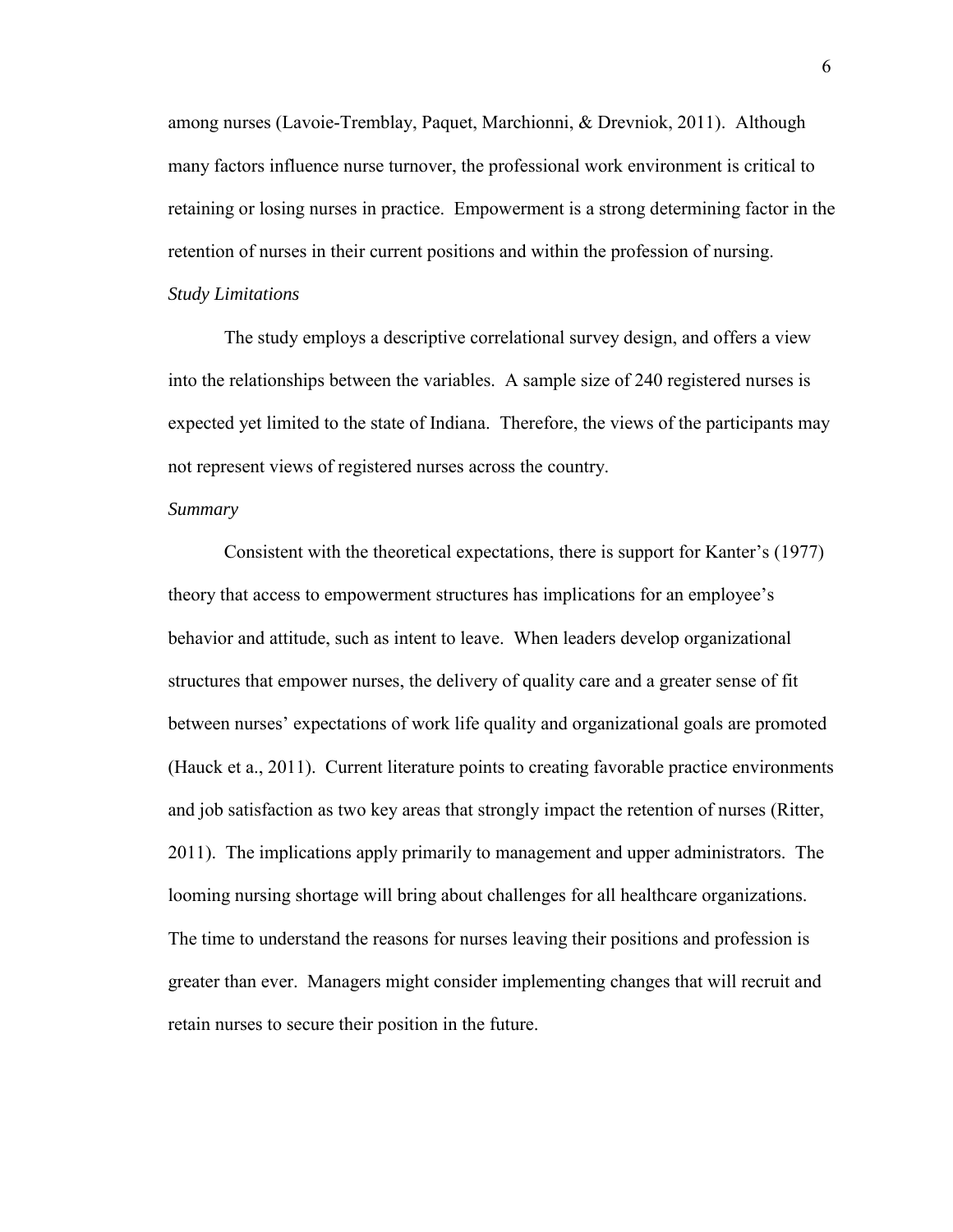among nurses (Lavoie-Tremblay, Paquet, Marchionni, & Drevniok, 2011). Although many factors influence nurse turnover, the professional work environment is critical to retaining or losing nurses in practice. Empowerment is a strong determining factor in the retention of nurses in their current positions and within the profession of nursing.

*Study Limitations*

The study employs a descriptive correlational survey design, and offers a view into the relationships between the variables. A sample size of 240 registered nurses is expected yet limited to the state of Indiana. Therefore, the views of the participants may not represent views of registered nurses across the country.

*Summary*

Consistent with the theoretical expectations, there is support for Kanter's (1977) theory that access to empowerment structures has implications for an employee's behavior and attitude, such as intent to leave. When leaders develop organizational structures that empower nurses, the delivery of quality care and a greater sense of fit between nurses' expectations of work life quality and organizational goals are promoted (Hauck et a., 2011). Current literature points to creating favorable practice environments and job satisfaction as two key areas that strongly impact the retention of nurses (Ritter, 2011). The implications apply primarily to management and upper administrators. The looming nursing shortage will bring about challenges for all healthcare organizations. The time to understand the reasons for nurses leaving their positions and profession is greater than ever. Managers might consider implementing changes that will recruit and retain nurses to secure their position in the future.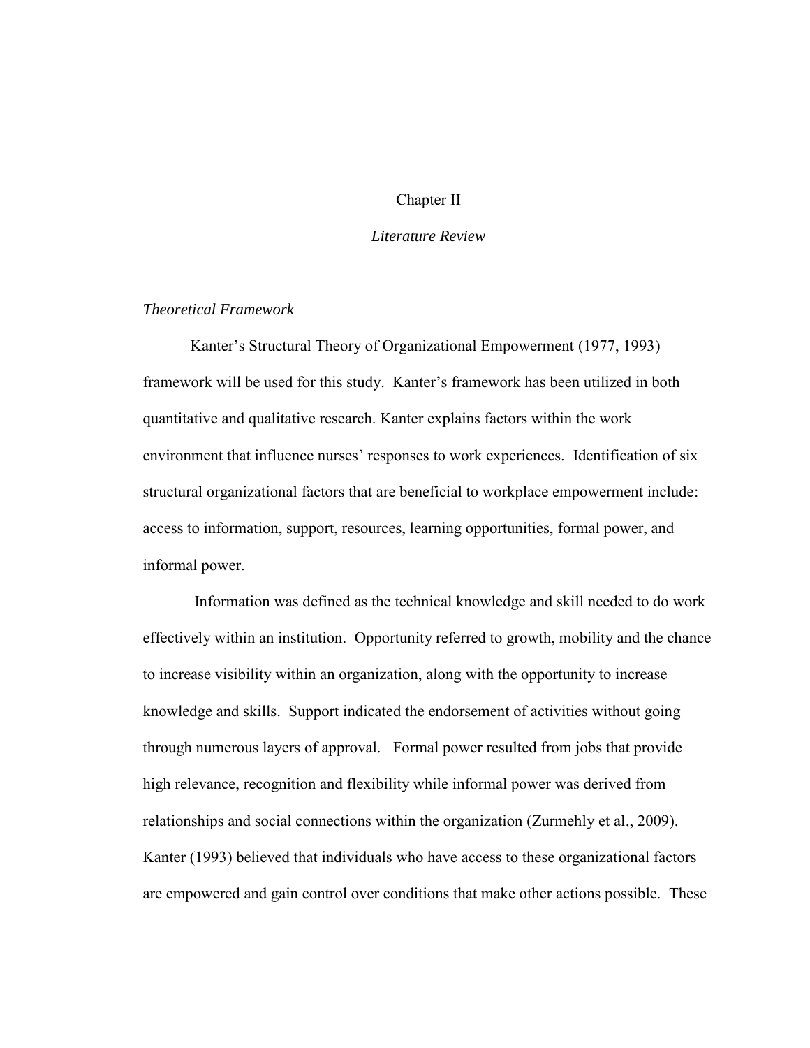# Chapter II

## *Literature Review*

### *Theoretical Framework*

Kanter's Structural Theory of Organizational Empowerment (1977, 1993) framework will be used for this study. Kanter's framework has been utilized in both quantitative and qualitative research. Kanter explains factors within the work environment that influence nurses' responses to work experiences. Identification of six structural organizational factors that are beneficial to workplace empowerment include: access to information, support, resources, learning opportunities, formal power, and informal power.

Information was defined as the technical knowledge and skill needed to do work effectively within an institution. Opportunity referred to growth, mobility and the chance to increase visibility within an organization, along with the opportunity to increase knowledge and skills. Support indicated the endorsement of activities without going through numerous layers of approval. Formal power resulted from jobs that provide high relevance, recognition and flexibility while informal power was derived from relationships and social connections within the organization (Zurmehly et al., 2009). Kanter (1993) believed that individuals who have access to these organizational factors are empowered and gain control over conditions that make other actions possible. These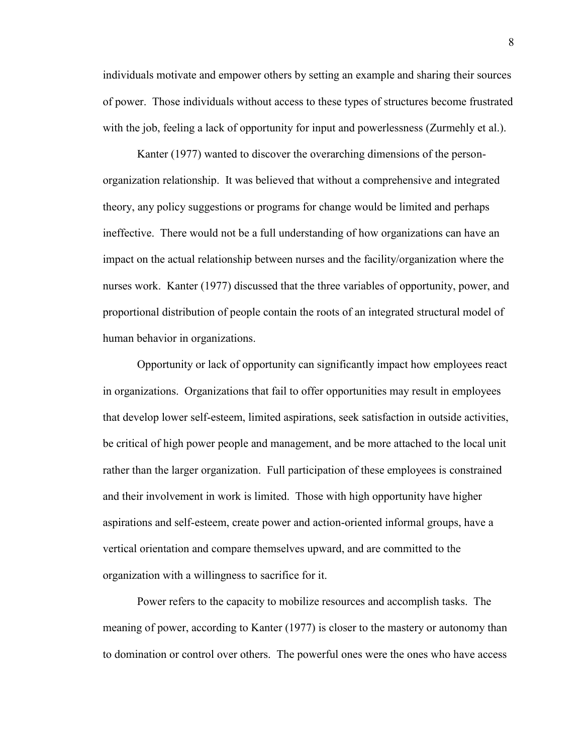individuals motivate and empower others by setting an example and sharing their sources of power. Those individuals without access to these types of structures become frustrated with the job, feeling a lack of opportunity for input and powerlessness (Zurmehly et al.).

Kanter (1977) wanted to discover the overarching dimensions of the person-organization relationship. It was believed that without a comprehensive and integrated theory, any policy suggestions or programs for change would be limited and perhaps ineffective. There would not be a full understanding of how organizations can have an impact on the actual relationship between nurses and the facility/organization where the nurses work. Kanter (1977) discussed that the three variables of opportunity, power, and proportional distribution of people contain the roots of an integrated structural model of human behavior in organizations.

Opportunity or lack of opportunity can significantly impact how employees react in organizations. Organizations that fail to offer opportunities may result in employees that develop lower self-esteem, limited aspirations, seek satisfaction in outside activities, be critical of high power people and management, and be more attached to the local unit rather than the larger organization. Full participation of these employees is constrained and their involvement in work is limited. Those with high opportunity have higher aspirations and self-esteem, create power and action-oriented informal groups, have a vertical orientation and compare themselves upward, and are committed to the organization with a willingness to sacrifice for it.

Power refers to the capacity to mobilize resources and accomplish tasks. The meaning of power, according to Kanter (1977) is closer to the mastery or autonomy than to domination or control over others. The powerful ones were the ones who have access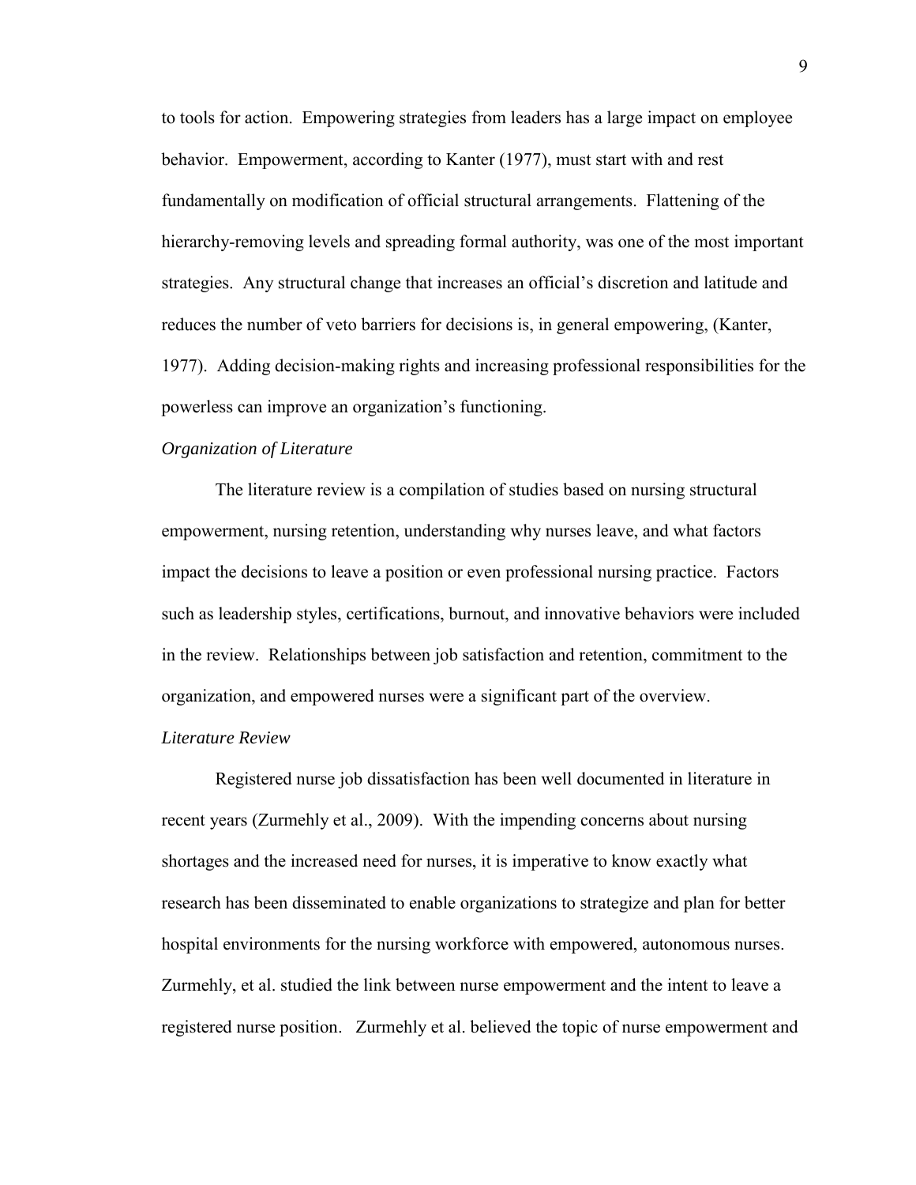to tools for action. Empowering strategies from leaders has a large impact on employee behavior. Empowerment, according to Kanter (1977), must start with and rest fundamentally on modification of official structural arrangements. Flattening of the hierarchy-removing levels and spreading formal authority, was one of the most important strategies. Any structural change that increases an official's discretion and latitude and reduces the number of veto barriers for decisions is, in general empowering, (Kanter, 1977). Adding decision-making rights and increasing professional responsibilities for the powerless can improve an organization's functioning.

### *Organization of Literature*

The literature review is a compilation of studies based on nursing structural empowerment, nursing retention, understanding why nurses leave, and what factors impact the decisions to leave a position or even professional nursing practice. Factors such as leadership styles, certifications, burnout, and innovative behaviors were included in the review. Relationships between job satisfaction and retention, commitment to the organization, and empowered nurses were a significant part of the overview.

### *Literature Review*

Registered nurse job dissatisfaction has been well documented in literature in recent years (Zurmehly et al., 2009). With the impending concerns about nursing shortages and the increased need for nurses, it is imperative to know exactly what research has been disseminated to enable organizations to strategize and plan for better hospital environments for the nursing workforce with empowered, autonomous nurses. Zurmehly, et al. studied the link between nurse empowerment and the intent to leave a registered nurse position. Zurmehly et al. believed the topic of nurse empowerment and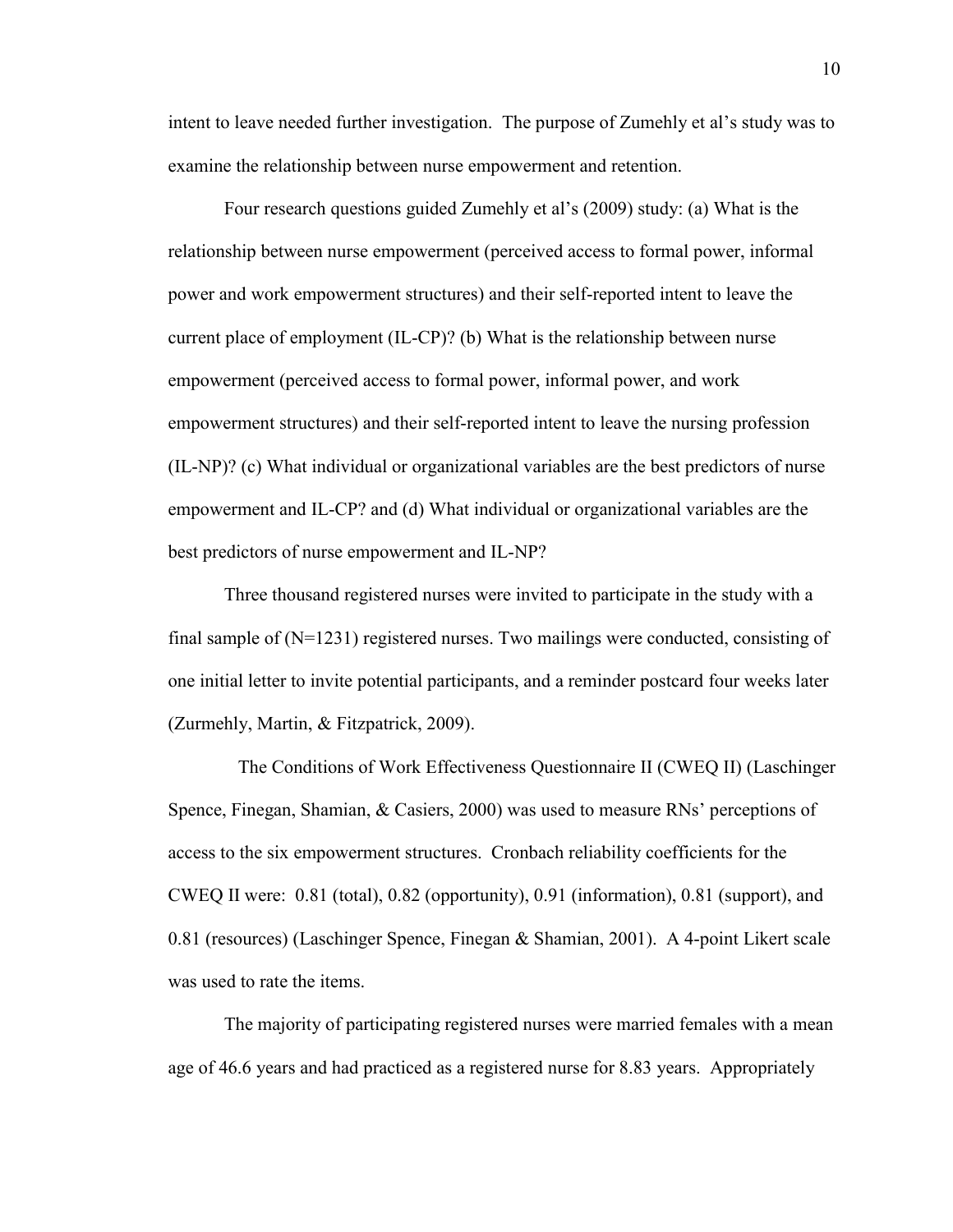intent to leave needed further investigation. The purpose of Zumehly et al's study was to examine the relationship between nurse empowerment and retention.

Four research questions guided Zumehly et al's (2009) study: (a) What is the relationship between nurse empowerment (perceived access to formal power, informal power and work empowerment structures) and their self-reported intent to leave the current place of employment (IL-CP)? (b) What is the relationship between nurse empowerment (perceived access to formal power, informal power, and work empowerment structures) and their self-reported intent to leave the nursing profession (IL-NP)? (c) What individual or organizational variables are the best predictors of nurse empowerment and IL-CP? and (d) What individual or organizational variables are the best predictors of nurse empowerment and IL-NP?

Three thousand registered nurses were invited to participate in the study with a final sample of (N=1231) registered nurses. Two mailings were conducted, consisting of one initial letter to invite potential participants, and a reminder postcard four weeks later (Zurmehly, Martin, & Fitzpatrick, 2009).

The Conditions of Work Effectiveness Questionnaire II (CWEQ II) (Laschinger Spence, Finegan, Shamian, & Casiers, 2000) was used to measure RNs' perceptions of access to the six empowerment structures. Cronbach reliability coefficients for the CWEQ II were: 0.81 (total), 0.82 (opportunity), 0.91 (information), 0.81 (support), and 0.81 (resources) (Laschinger Spence, Finegan & Shamian, 2001). A 4-point Likert scale was used to rate the items.

The majority of participating registered nurses were married females with a mean age of 46.6 years and had practiced as a registered nurse for 8.83 years. Appropriately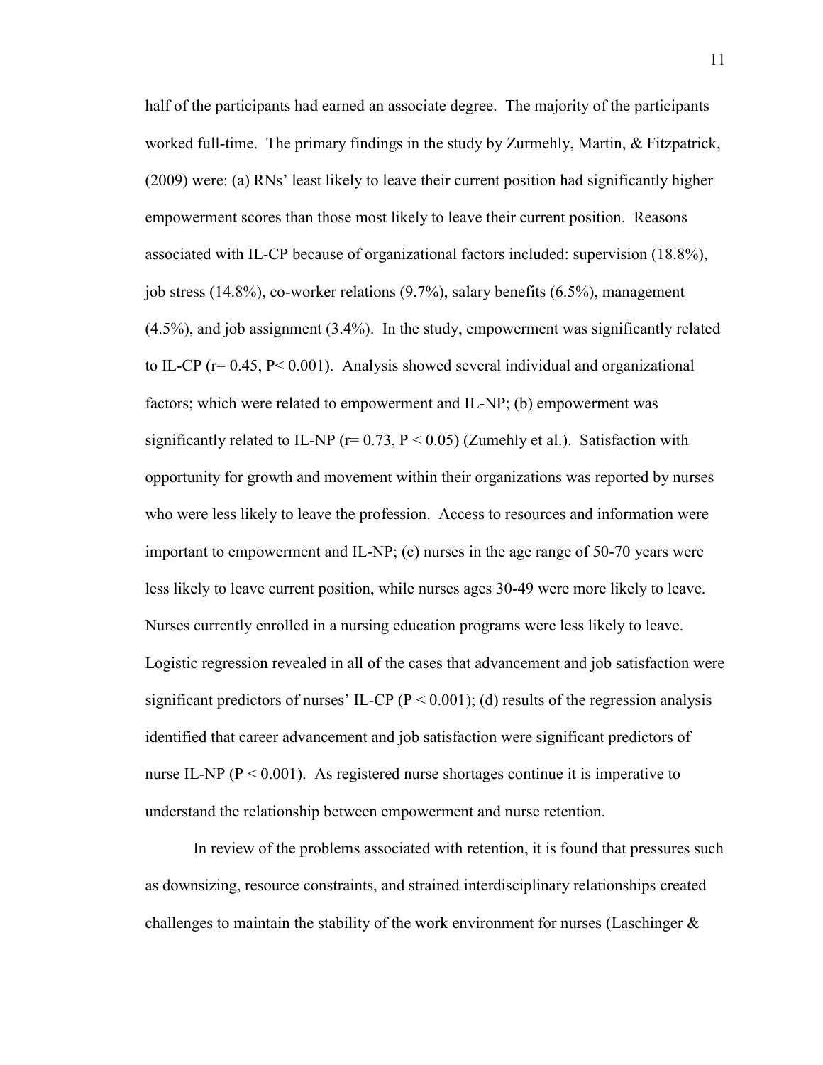half of the participants had earned an associate degree. The majority of the participants worked full-time. The primary findings in the study by Zurmehly, Martin, & Fitzpatrick, (2009) were: (a) RNs' least likely to leave their current position had significantly higher empowerment scores than those most likely to leave their current position. Reasons associated with IL-CP because of organizational factors included: supervision (18.8%), job stress (14.8%), co-worker relations (9.7%), salary benefits (6.5%), management (4.5%), and job assignment (3.4%). In the study, empowerment was significantly related to IL-CP ($r = 0.45$, $P < 0.001$). Analysis showed several individual and organizational factors; which were related to empowerment and IL-NP; (b) empowerment was significantly related to IL-NP ($r = 0.73$, $P < 0.05$) (Zumehly et al.). Satisfaction with opportunity for growth and movement within their organizations was reported by nurses who were less likely to leave the profession. Access to resources and information were important to empowerment and IL-NP; (c) nurses in the age range of 50-70 years were less likely to leave current position, while nurses ages 30-49 were more likely to leave. Nurses currently enrolled in a nursing education programs were less likely to leave. Logistic regression revealed in all of the cases that advancement and job satisfaction were significant predictors of nurses' IL-CP ($P < 0.001$); (d) results of the regression analysis identified that career advancement and job satisfaction were significant predictors of nurse IL-NP ($P < 0.001$). As registered nurse shortages continue it is imperative to understand the relationship between empowerment and nurse retention.

In review of the problems associated with retention, it is found that pressures such as downsizing, resource constraints, and strained interdisciplinary relationships created challenges to maintain the stability of the work environment for nurses (Laschinger &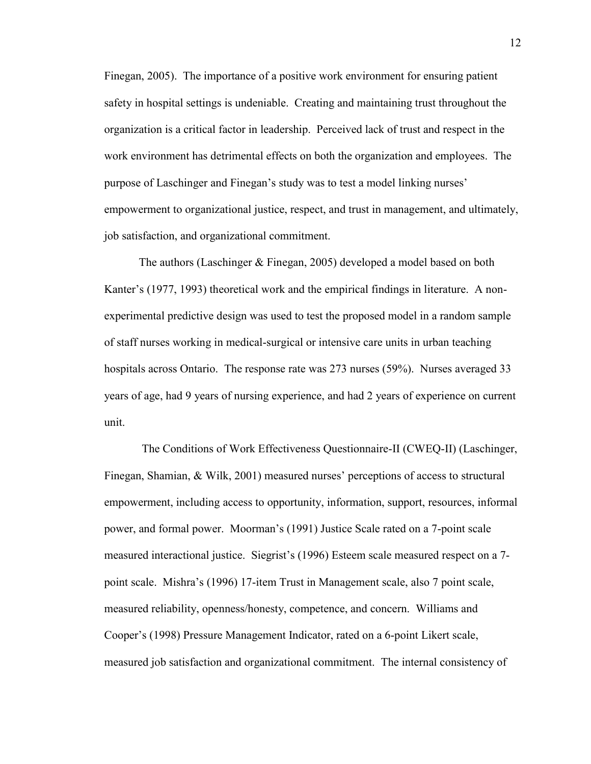Finegan, 2005). The importance of a positive work environment for ensuring patient safety in hospital settings is undeniable. Creating and maintaining trust throughout the organization is a critical factor in leadership. Perceived lack of trust and respect in the work environment has detrimental effects on both the organization and employees. The purpose of Laschinger and Finegan's study was to test a model linking nurses' empowerment to organizational justice, respect, and trust in management, and ultimately, job satisfaction, and organizational commitment.

The authors (Laschinger & Finegan, 2005) developed a model based on both Kanter's (1977, 1993) theoretical work and the empirical findings in literature. A non-experimental predictive design was used to test the proposed model in a random sample of staff nurses working in medical-surgical or intensive care units in urban teaching hospitals across Ontario. The response rate was 273 nurses (59%). Nurses averaged 33 years of age, had 9 years of nursing experience, and had 2 years of experience on current unit.

The Conditions of Work Effectiveness Questionnaire-II (CWEQ-II) (Laschinger, Finegan, Shamian, & Wilk, 2001) measured nurses' perceptions of access to structural empowerment, including access to opportunity, information, support, resources, informal power, and formal power. Moorman's (1991) Justice Scale rated on a 7-point scale measured interactional justice. Siegrist's (1996) Esteem scale measured respect on a 7-point scale. Mishra's (1996) 17-item Trust in Management scale, also 7 point scale, measured reliability, openness/honesty, competence, and concern. Williams and Cooper's (1998) Pressure Management Indicator, rated on a 6-point Likert scale, measured job satisfaction and organizational commitment. The internal consistency of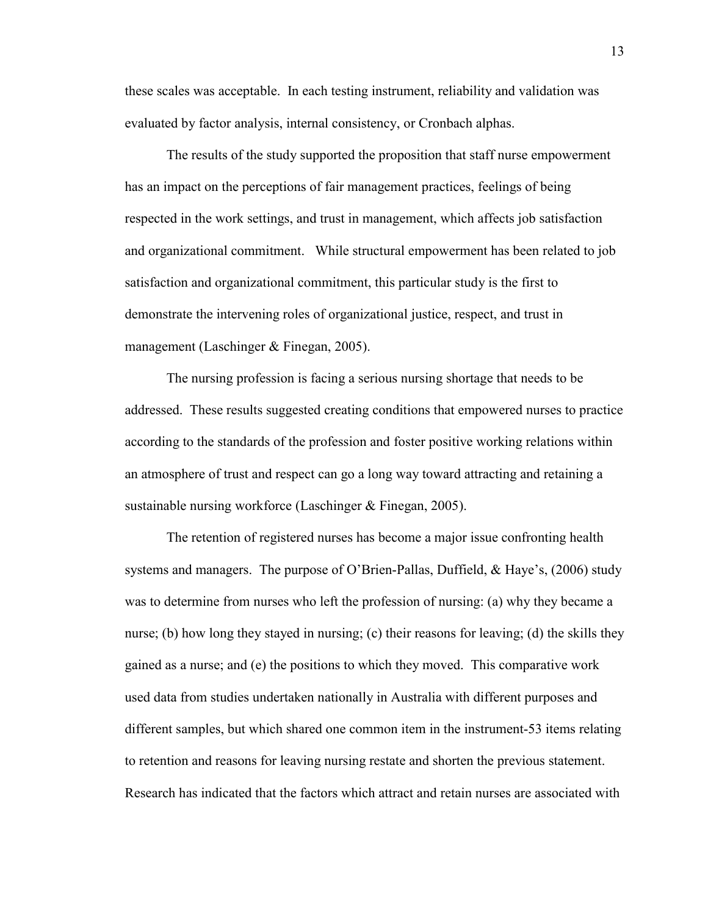these scales was acceptable. In each testing instrument, reliability and validation was evaluated by factor analysis, internal consistency, or Cronbach alphas.

The results of the study supported the proposition that staff nurse empowerment has an impact on the perceptions of fair management practices, feelings of being respected in the work settings, and trust in management, which affects job satisfaction and organizational commitment. While structural empowerment has been related to job satisfaction and organizational commitment, this particular study is the first to demonstrate the intervening roles of organizational justice, respect, and trust in management (Laschinger & Finegan, 2005).

The nursing profession is facing a serious nursing shortage that needs to be addressed. These results suggested creating conditions that empowered nurses to practice according to the standards of the profession and foster positive working relations within an atmosphere of trust and respect can go a long way toward attracting and retaining a sustainable nursing workforce (Laschinger & Finegan, 2005).

The retention of registered nurses has become a major issue confronting health systems and managers. The purpose of O'Brien-Pallas, Duffield, & Haye's, (2006) study was to determine from nurses who left the profession of nursing: (a) why they became a nurse; (b) how long they stayed in nursing; (c) their reasons for leaving; (d) the skills they gained as a nurse; and (e) the positions to which they moved. This comparative work used data from studies undertaken nationally in Australia with different purposes and different samples, but which shared one common item in the instrument-53 items relating to retention and reasons for leaving nursing restate and shorten the previous statement. Research has indicated that the factors which attract and retain nurses are associated with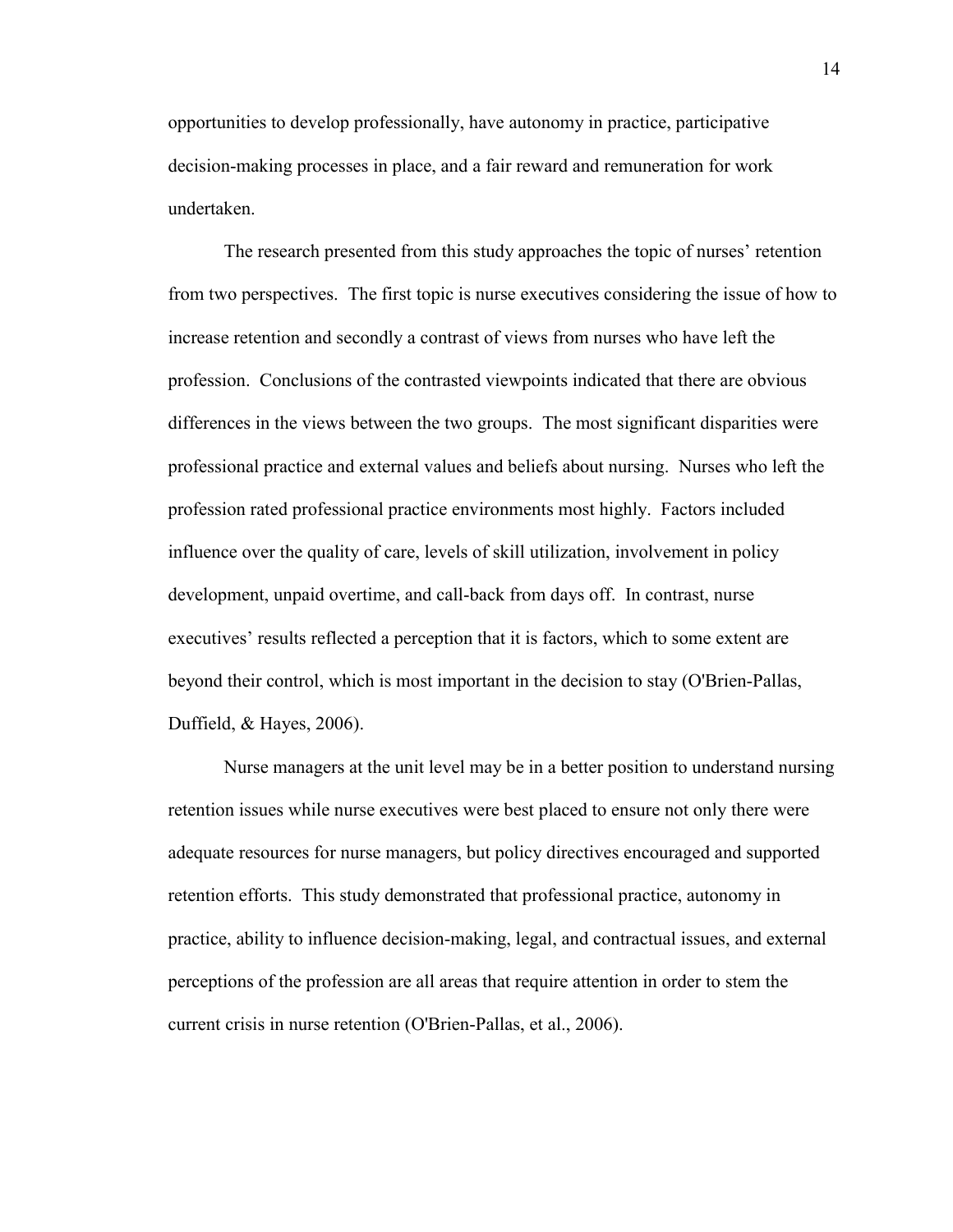opportunities to develop professionally, have autonomy in practice, participative decision-making processes in place, and a fair reward and remuneration for work undertaken.

The research presented from this study approaches the topic of nurses' retention from two perspectives. The first topic is nurse executives considering the issue of how to increase retention and secondly a contrast of views from nurses who have left the profession. Conclusions of the contrasted viewpoints indicated that there are obvious differences in the views between the two groups. The most significant disparities were professional practice and external values and beliefs about nursing. Nurses who left the profession rated professional practice environments most highly. Factors included influence over the quality of care, levels of skill utilization, involvement in policy development, unpaid overtime, and call-back from days off. In contrast, nurse executives' results reflected a perception that it is factors, which to some extent are beyond their control, which is most important in the decision to stay (O'Brien-Pallas, Duffield, & Hayes, 2006).

Nurse managers at the unit level may be in a better position to understand nursing retention issues while nurse executives were best placed to ensure not only there were adequate resources for nurse managers, but policy directives encouraged and supported retention efforts. This study demonstrated that professional practice, autonomy in practice, ability to influence decision-making, legal, and contractual issues, and external perceptions of the profession are all areas that require attention in order to stem the current crisis in nurse retention (O'Brien-Pallas, et al., 2006).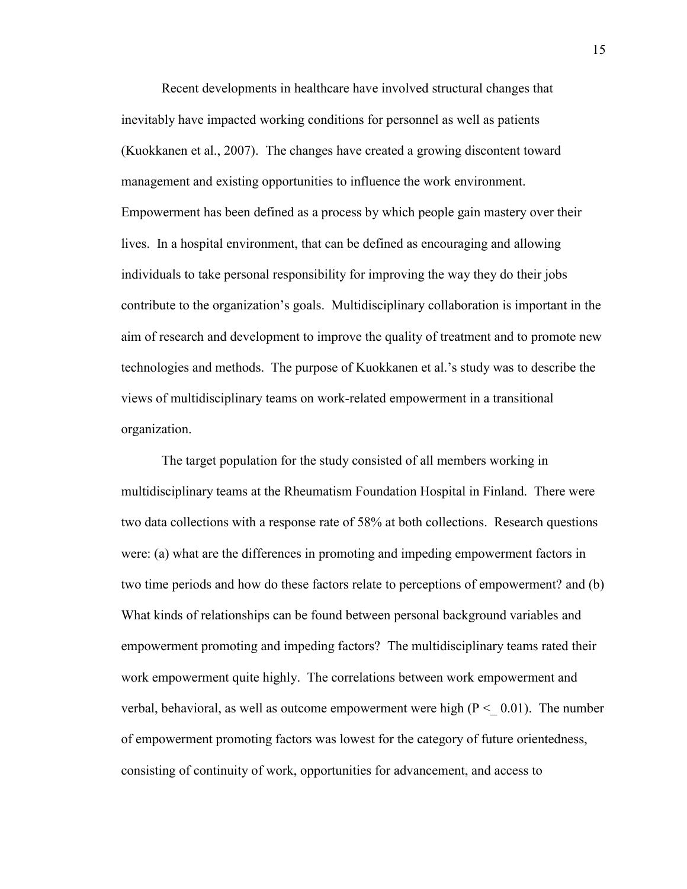Recent developments in healthcare have involved structural changes that inevitably have impacted working conditions for personnel as well as patients (Kuokkanen et al., 2007). The changes have created a growing discontent toward management and existing opportunities to influence the work environment. Empowerment has been defined as a process by which people gain mastery over their lives. In a hospital environment, that can be defined as encouraging and allowing individuals to take personal responsibility for improving the way they do their jobs contribute to the organization's goals. Multidisciplinary collaboration is important in the aim of research and development to improve the quality of treatment and to promote new technologies and methods. The purpose of Kuokkanen et al.'s study was to describe the views of multidisciplinary teams on work-related empowerment in a transitional organization.

The target population for the study consisted of all members working in multidisciplinary teams at the Rheumatism Foundation Hospital in Finland. There were two data collections with a response rate of 58% at both collections. Research questions were: (a) what are the differences in promoting and impeding empowerment factors in two time periods and how do these factors relate to perceptions of empowerment? and (b) What kinds of relationships can be found between personal background variables and empowerment promoting and impeding factors? The multidisciplinary teams rated their work empowerment quite highly. The correlations between work empowerment and verbal, behavioral, as well as outcome empowerment were high ($P \leq 0.01$). The number of empowerment promoting factors was lowest for the category of future orientedness, consisting of continuity of work, opportunities for advancement, and access to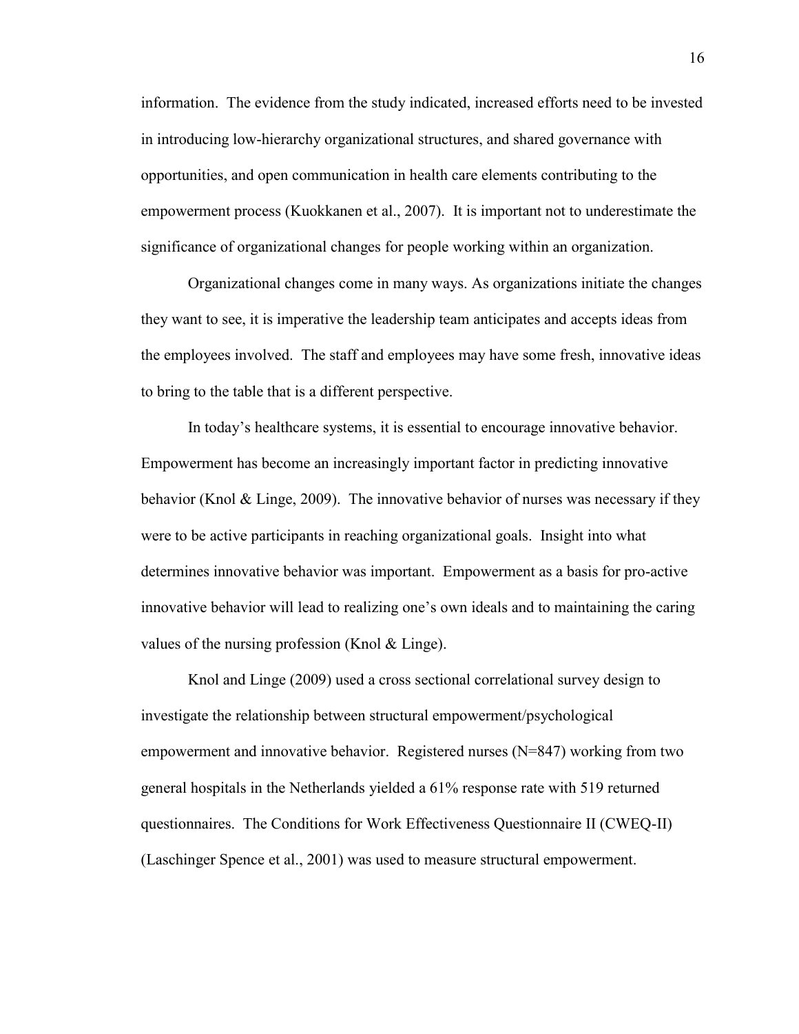information. The evidence from the study indicated, increased efforts need to be invested in introducing low-hierarchy organizational structures, and shared governance with opportunities, and open communication in health care elements contributing to the empowerment process (Kuokkanen et al., 2007). It is important not to underestimate the significance of organizational changes for people working within an organization.

Organizational changes come in many ways. As organizations initiate the changes they want to see, it is imperative the leadership team anticipates and accepts ideas from the employees involved. The staff and employees may have some fresh, innovative ideas to bring to the table that is a different perspective.

In today's healthcare systems, it is essential to encourage innovative behavior. Empowerment has become an increasingly important factor in predicting innovative behavior (Knol & Linge, 2009). The innovative behavior of nurses was necessary if they were to be active participants in reaching organizational goals. Insight into what determines innovative behavior was important. Empowerment as a basis for pro-active innovative behavior will lead to realizing one's own ideals and to maintaining the caring values of the nursing profession (Knol & Linge).

Knol and Linge (2009) used a cross sectional correlational survey design to investigate the relationship between structural empowerment/psychological empowerment and innovative behavior. Registered nurses (N=847) working from two general hospitals in the Netherlands yielded a 61% response rate with 519 returned questionnaires. The Conditions for Work Effectiveness Questionnaire II (CWEQ-II) (Laschinger Spence et al., 2001) was used to measure structural empowerment.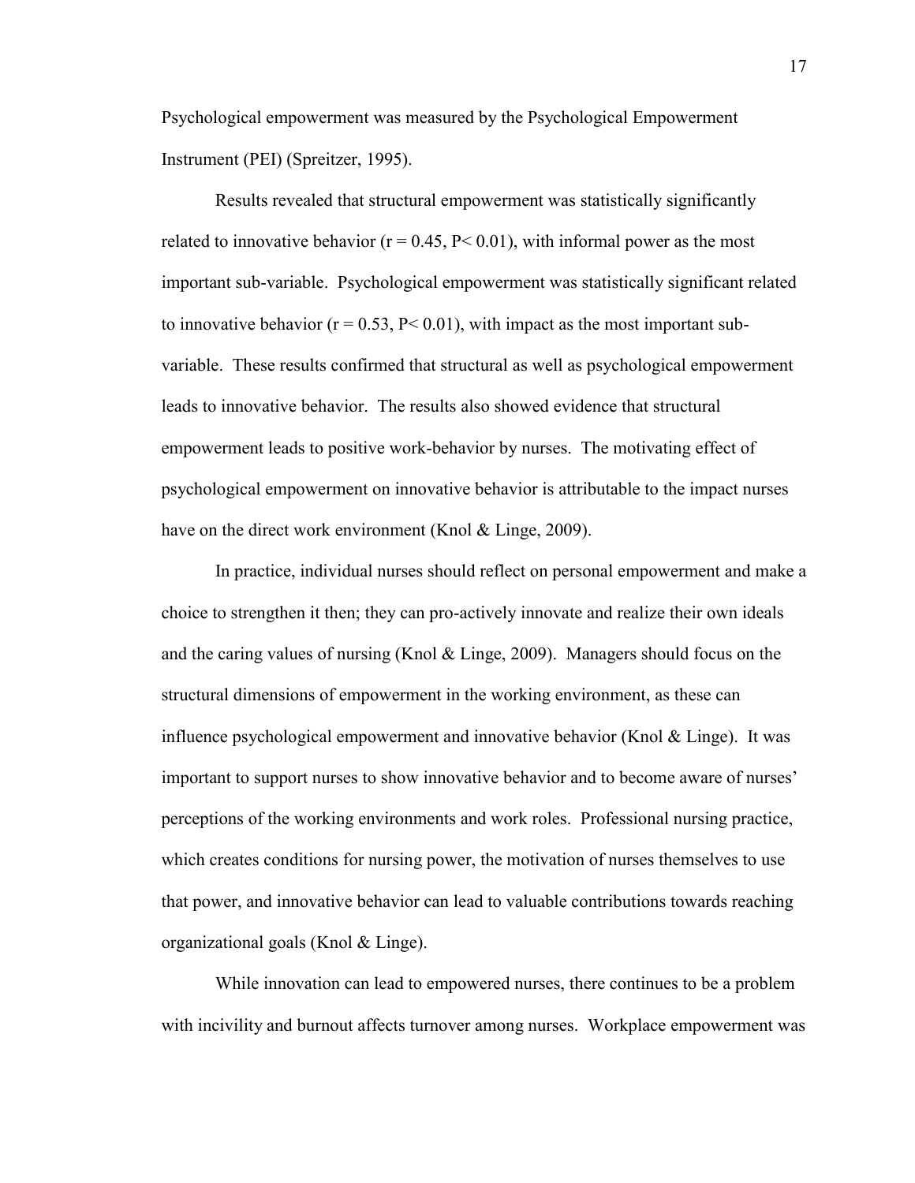Psychological empowerment was measured by the Psychological Empowerment Instrument (PEI) (Spreitzer, 1995).

Results revealed that structural empowerment was statistically significantly related to innovative behavior ($r = 0.45$, $P < 0.01$), with informal power as the most important sub-variable. Psychological empowerment was statistically significant related to innovative behavior ($r = 0.53$, $P < 0.01$), with impact as the most important sub-variable. These results confirmed that structural as well as psychological empowerment leads to innovative behavior. The results also showed evidence that structural empowerment leads to positive work-behavior by nurses. The motivating effect of psychological empowerment on innovative behavior is attributable to the impact nurses have on the direct work environment (Knol & Linge, 2009).

In practice, individual nurses should reflect on personal empowerment and make a choice to strengthen it then; they can pro-actively innovate and realize their own ideals and the caring values of nursing (Knol & Linge, 2009). Managers should focus on the structural dimensions of empowerment in the working environment, as these can influence psychological empowerment and innovative behavior (Knol & Linge). It was important to support nurses to show innovative behavior and to become aware of nurses' perceptions of the working environments and work roles. Professional nursing practice, which creates conditions for nursing power, the motivation of nurses themselves to use that power, and innovative behavior can lead to valuable contributions towards reaching organizational goals (Knol & Linge).

While innovation can lead to empowered nurses, there continues to be a problem with incivility and burnout affects turnover among nurses. Workplace empowerment was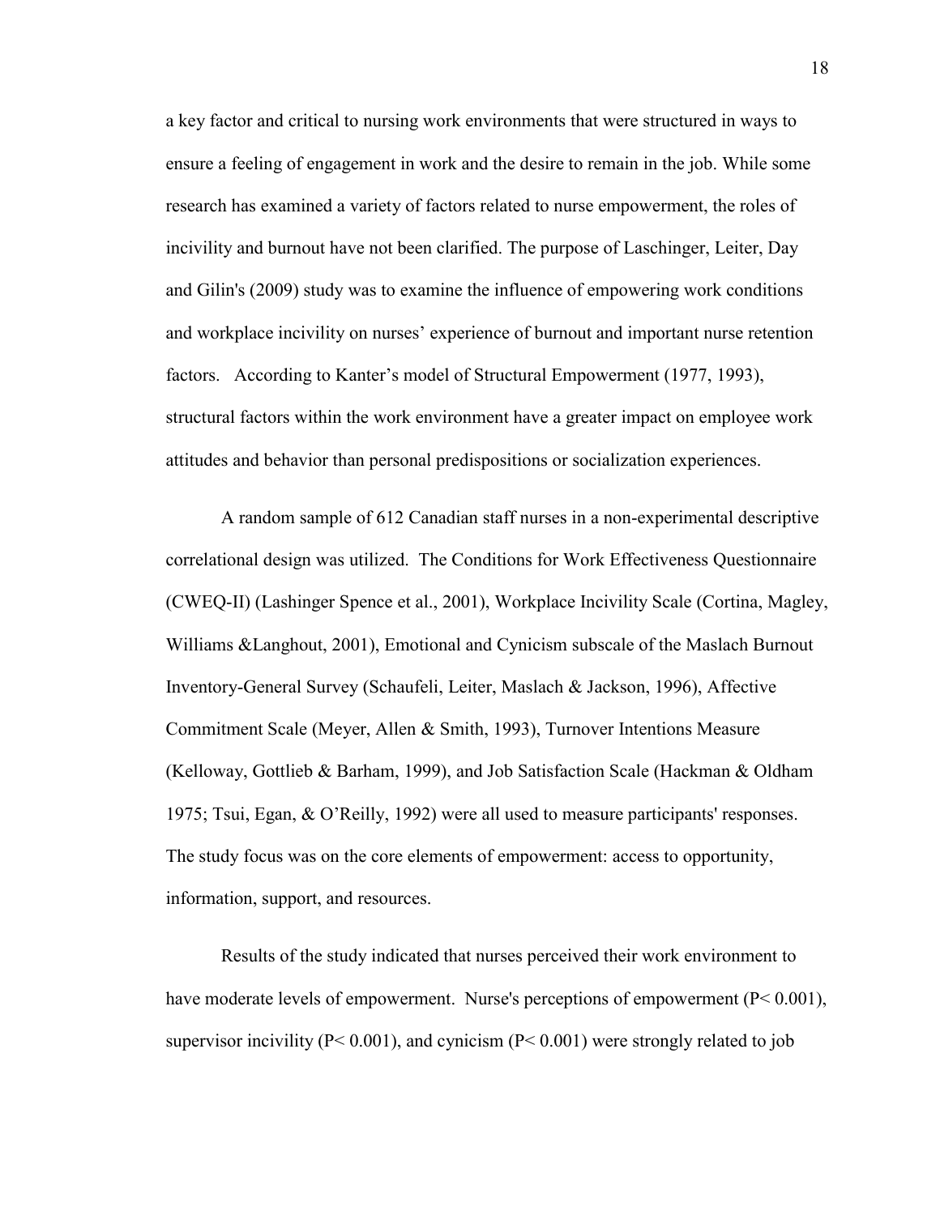a key factor and critical to nursing work environments that were structured in ways to ensure a feeling of engagement in work and the desire to remain in the job. While some research has examined a variety of factors related to nurse empowerment, the roles of incivility and burnout have not been clarified. The purpose of Laschinger, Leiter, Day and Gilin's (2009) study was to examine the influence of empowering work conditions and workplace incivility on nurses' experience of burnout and important nurse retention factors. According to Kanter's model of Structural Empowerment (1977, 1993), structural factors within the work environment have a greater impact on employee work attitudes and behavior than personal predispositions or socialization experiences.

A random sample of 612 Canadian staff nurses in a non-experimental descriptive correlational design was utilized. The Conditions for Work Effectiveness Questionnaire (CWEQ-II) (Lashinger Spence et al., 2001), Workplace Incivility Scale (Cortina, Magley, Williams &Langhout, 2001), Emotional and Cynicism subscale of the Maslach Burnout Inventory-General Survey (Schaufeli, Leiter, Maslach & Jackson, 1996), Affective Commitment Scale (Meyer, Allen & Smith, 1993), Turnover Intentions Measure (Kelloway, Gottlieb & Barham, 1999), and Job Satisfaction Scale (Hackman & Oldham 1975; Tsui, Egan, & O'Reilly, 1992) were all used to measure participants' responses. The study focus was on the core elements of empowerment: access to opportunity, information, support, and resources.

Results of the study indicated that nurses perceived their work environment to have moderate levels of empowerment. Nurse's perceptions of empowerment ($P < 0.001$), supervisor incivility ($P < 0.001$), and cynicism ($P < 0.001$) were strongly related to job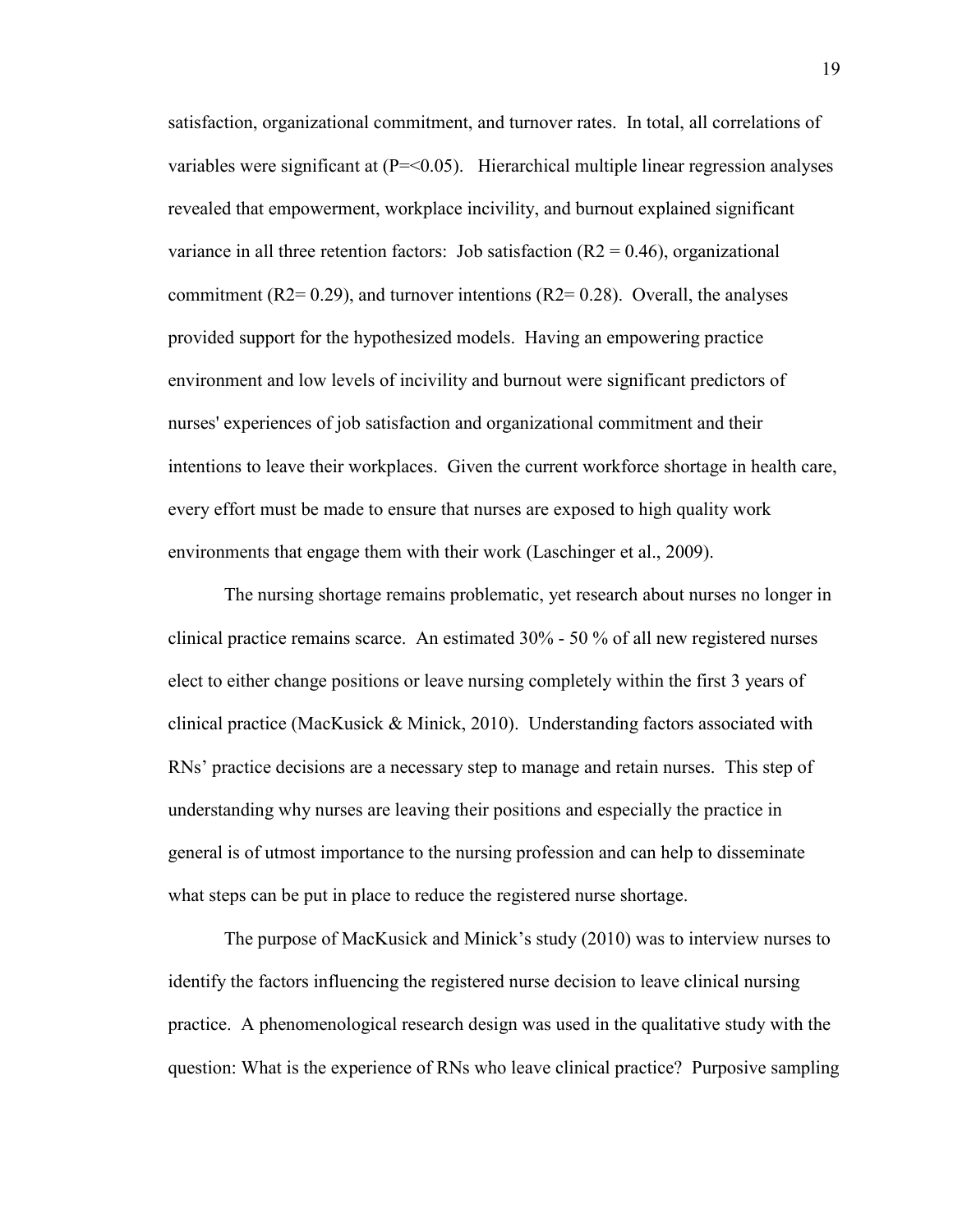satisfaction, organizational commitment, and turnover rates. In total, all correlations of variables were significant at ($P=<0.05$). Hierarchical multiple linear regression analyses revealed that empowerment, workplace incivility, and burnout explained significant variance in all three retention factors: Job satisfaction ($R2 = 0.46$), organizational commitment ($R2= 0.29$), and turnover intentions ($R2= 0.28$). Overall, the analyses provided support for the hypothesized models. Having an empowering practice environment and low levels of incivility and burnout were significant predictors of nurses' experiences of job satisfaction and organizational commitment and their intentions to leave their workplaces. Given the current workforce shortage in health care, every effort must be made to ensure that nurses are exposed to high quality work environments that engage them with their work (Laschinger et al., 2009).

The nursing shortage remains problematic, yet research about nurses no longer in clinical practice remains scarce. An estimated 30% - 50 % of all new registered nurses elect to either change positions or leave nursing completely within the first 3 years of clinical practice (MacKusick & Minick, 2010). Understanding factors associated with RNs' practice decisions are a necessary step to manage and retain nurses. This step of understanding why nurses are leaving their positions and especially the practice in general is of utmost importance to the nursing profession and can help to disseminate what steps can be put in place to reduce the registered nurse shortage.

The purpose of MacKusick and Minick's study (2010) was to interview nurses to identify the factors influencing the registered nurse decision to leave clinical nursing practice. A phenomenological research design was used in the qualitative study with the question: What is the experience of RNs who leave clinical practice? Purposive sampling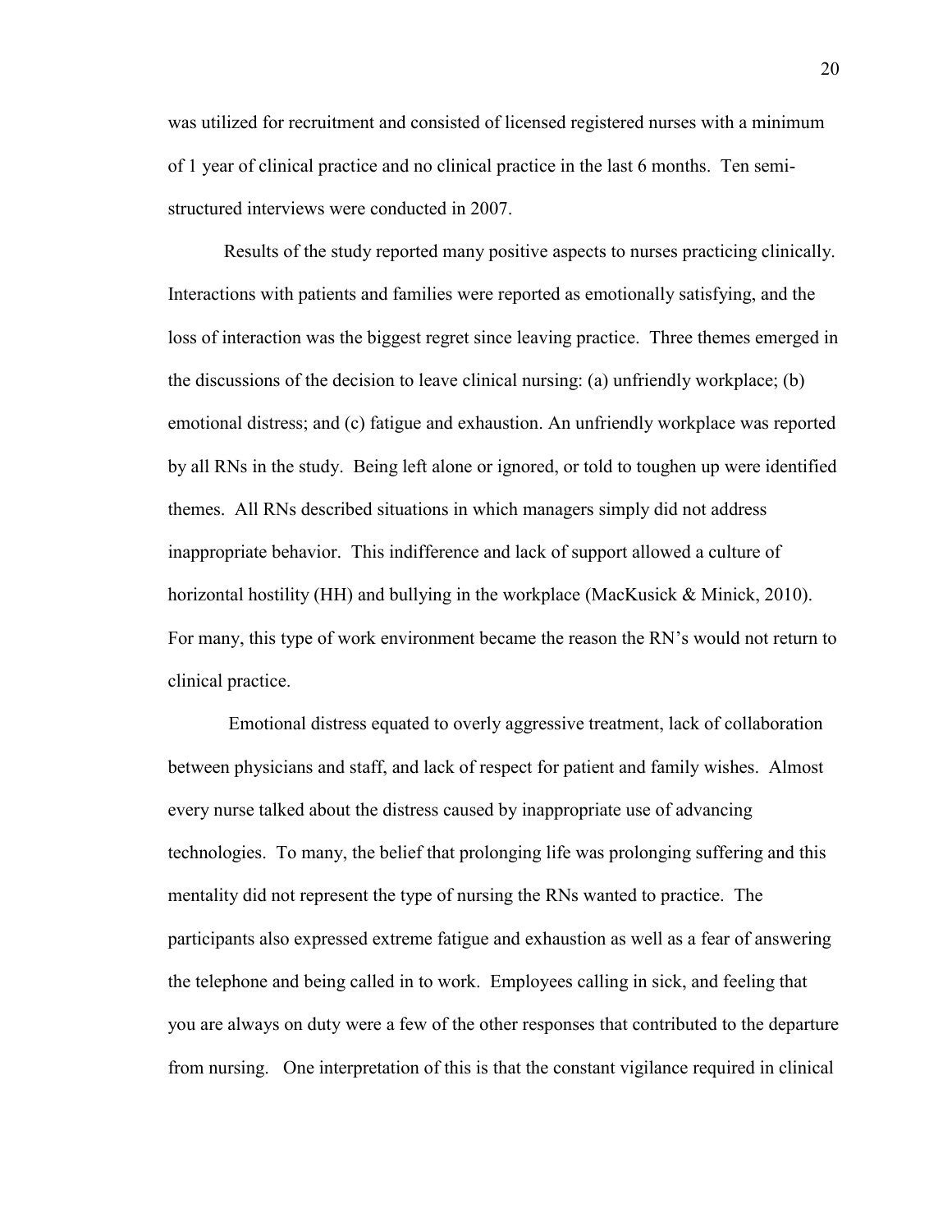was utilized for recruitment and consisted of licensed registered nurses with a minimum of 1 year of clinical practice and no clinical practice in the last 6 months. Ten semi-structured interviews were conducted in 2007.

Results of the study reported many positive aspects to nurses practicing clinically. Interactions with patients and families were reported as emotionally satisfying, and the loss of interaction was the biggest regret since leaving practice. Three themes emerged in the discussions of the decision to leave clinical nursing: (a) unfriendly workplace; (b) emotional distress; and (c) fatigue and exhaustion. An unfriendly workplace was reported by all RNs in the study. Being left alone or ignored, or told to toughen up were identified themes. All RNs described situations in which managers simply did not address inappropriate behavior. This indifference and lack of support allowed a culture of horizontal hostility (HH) and bullying in the workplace (MacKusick & Minick, 2010). For many, this type of work environment became the reason the RN's would not return to clinical practice.

Emotional distress equated to overly aggressive treatment, lack of collaboration between physicians and staff, and lack of respect for patient and family wishes. Almost every nurse talked about the distress caused by inappropriate use of advancing technologies. To many, the belief that prolonging life was prolonging suffering and this mentality did not represent the type of nursing the RNs wanted to practice. The participants also expressed extreme fatigue and exhaustion as well as a fear of answering the telephone and being called in to work. Employees calling in sick, and feeling that you are always on duty were a few of the other responses that contributed to the departure from nursing. One interpretation of this is that the constant vigilance required in clinical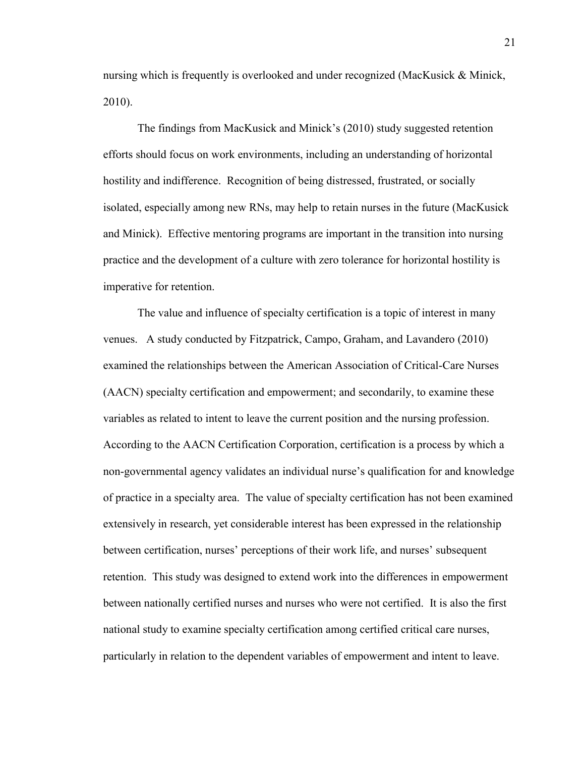nursing which is frequently is overlooked and under recognized (MacKusick & Minick, 2010).

The findings from MacKusick and Minick's (2010) study suggested retention efforts should focus on work environments, including an understanding of horizontal hostility and indifference. Recognition of being distressed, frustrated, or socially isolated, especially among new RNs, may help to retain nurses in the future (MacKusick and Minick). Effective mentoring programs are important in the transition into nursing practice and the development of a culture with zero tolerance for horizontal hostility is imperative for retention.

The value and influence of specialty certification is a topic of interest in many venues. A study conducted by Fitzpatrick, Campo, Graham, and Lavandero (2010) examined the relationships between the American Association of Critical-Care Nurses (AACN) specialty certification and empowerment; and secondarily, to examine these variables as related to intent to leave the current position and the nursing profession. According to the AACN Certification Corporation, certification is a process by which a non-governmental agency validates an individual nurse's qualification for and knowledge of practice in a specialty area. The value of specialty certification has not been examined extensively in research, yet considerable interest has been expressed in the relationship between certification, nurses' perceptions of their work life, and nurses' subsequent retention. This study was designed to extend work into the differences in empowerment between nationally certified nurses and nurses who were not certified. It is also the first national study to examine specialty certification among certified critical care nurses, particularly in relation to the dependent variables of empowerment and intent to leave.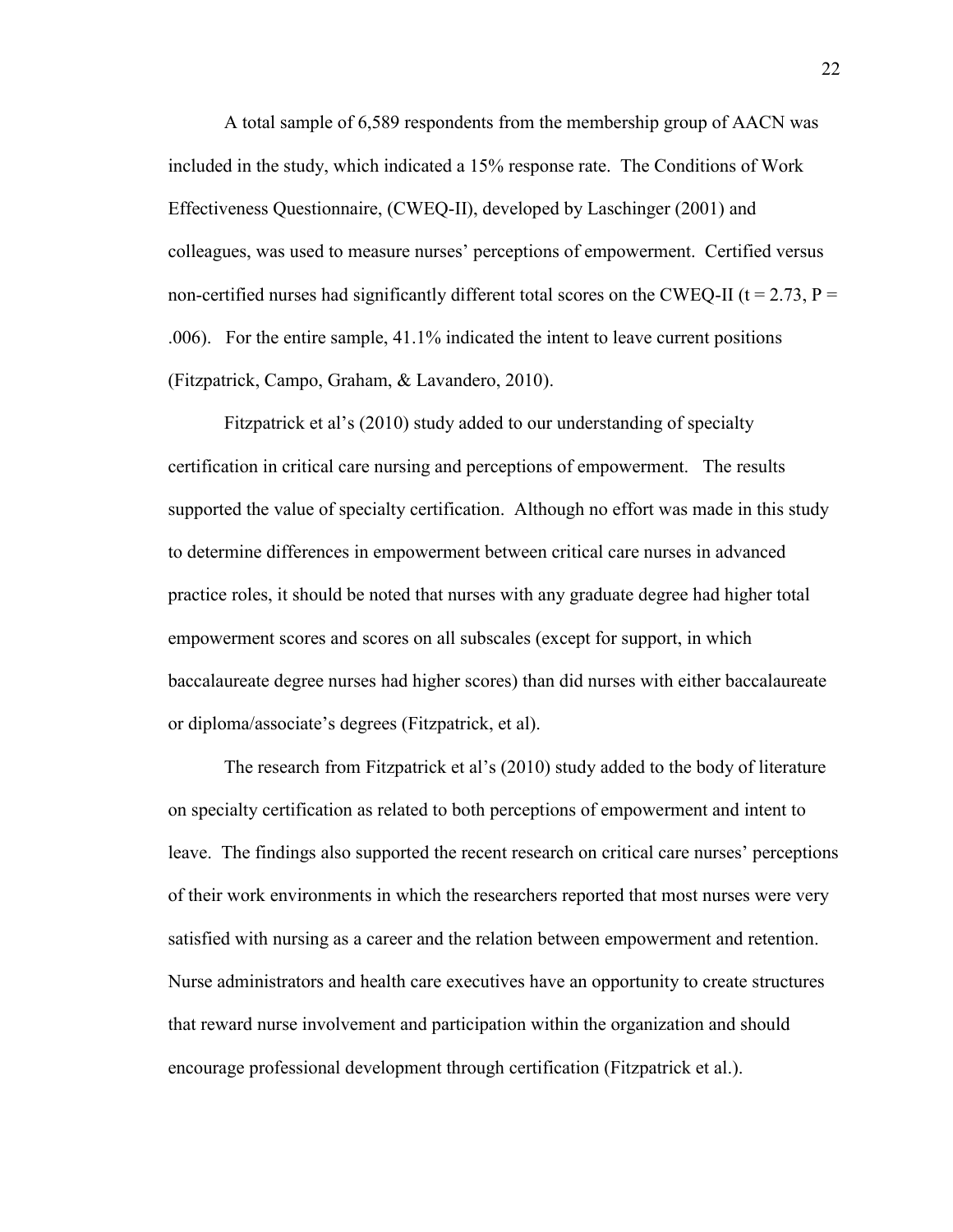A total sample of 6,589 respondents from the membership group of AACN was included in the study, which indicated a 15% response rate. The Conditions of Work Effectiveness Questionnaire, (CWEQ-II), developed by Laschinger (2001) and colleagues, was used to measure nurses' perceptions of empowerment. Certified versus non-certified nurses had significantly different total scores on the CWEQ-II ($t = 2.73$, $P = .006$). For the entire sample, 41.1% indicated the intent to leave current positions (Fitzpatrick, Campo, Graham, & Lavandero, 2010).

Fitzpatrick et al's (2010) study added to our understanding of specialty certification in critical care nursing and perceptions of empowerment. The results supported the value of specialty certification. Although no effort was made in this study to determine differences in empowerment between critical care nurses in advanced practice roles, it should be noted that nurses with any graduate degree had higher total empowerment scores and scores on all subscales (except for support, in which baccalaureate degree nurses had higher scores) than did nurses with either baccalaureate or diploma/associate's degrees (Fitzpatrick, et al).

The research from Fitzpatrick et al's (2010) study added to the body of literature on specialty certification as related to both perceptions of empowerment and intent to leave. The findings also supported the recent research on critical care nurses' perceptions of their work environments in which the researchers reported that most nurses were very satisfied with nursing as a career and the relation between empowerment and retention. Nurse administrators and health care executives have an opportunity to create structures that reward nurse involvement and participation within the organization and should encourage professional development through certification (Fitzpatrick et al.).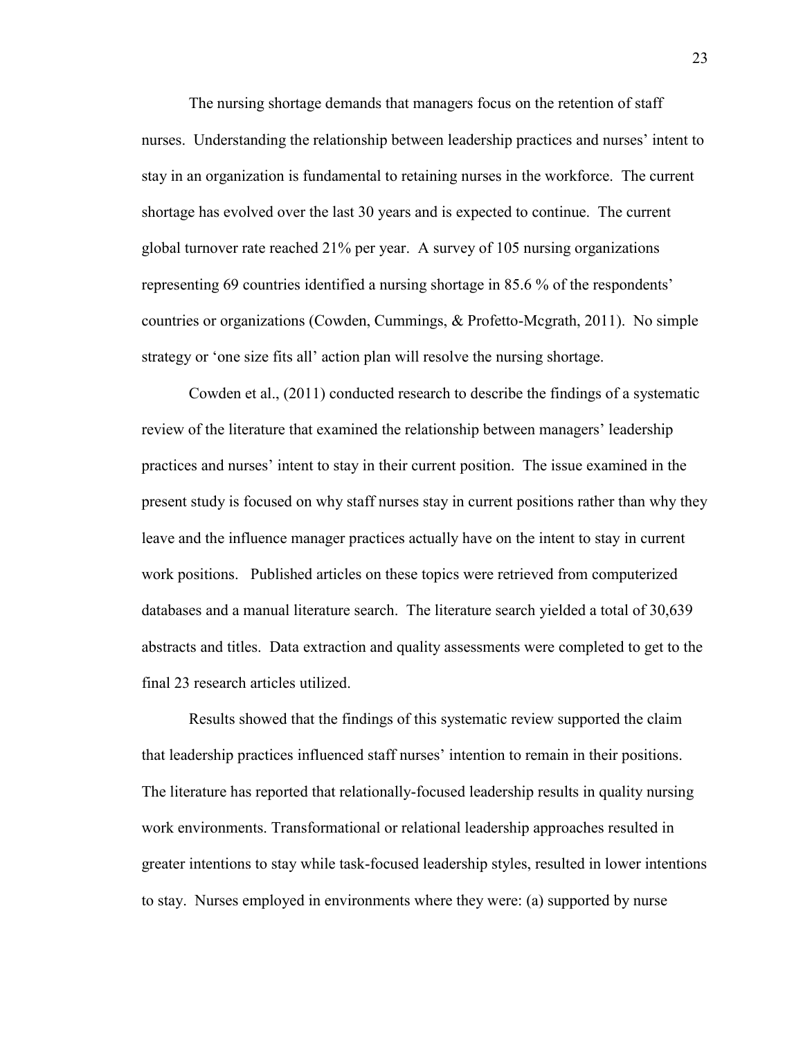The nursing shortage demands that managers focus on the retention of staff nurses. Understanding the relationship between leadership practices and nurses' intent to stay in an organization is fundamental to retaining nurses in the workforce. The current shortage has evolved over the last 30 years and is expected to continue. The current global turnover rate reached 21% per year. A survey of 105 nursing organizations representing 69 countries identified a nursing shortage in 85.6 % of the respondents' countries or organizations (Cowden, Cummings, & Profetto-Mcgrath, 2011). No simple strategy or 'one size fits all' action plan will resolve the nursing shortage.

Cowden et al., (2011) conducted research to describe the findings of a systematic review of the literature that examined the relationship between managers' leadership practices and nurses' intent to stay in their current position. The issue examined in the present study is focused on why staff nurses stay in current positions rather than why they leave and the influence manager practices actually have on the intent to stay in current work positions. Published articles on these topics were retrieved from computerized databases and a manual literature search. The literature search yielded a total of 30,639 abstracts and titles. Data extraction and quality assessments were completed to get to the final 23 research articles utilized.

Results showed that the findings of this systematic review supported the claim that leadership practices influenced staff nurses' intention to remain in their positions. The literature has reported that relationally-focused leadership results in quality nursing work environments. Transformational or relational leadership approaches resulted in greater intentions to stay while task-focused leadership styles, resulted in lower intentions to stay. Nurses employed in environments where they were: (a) supported by nurse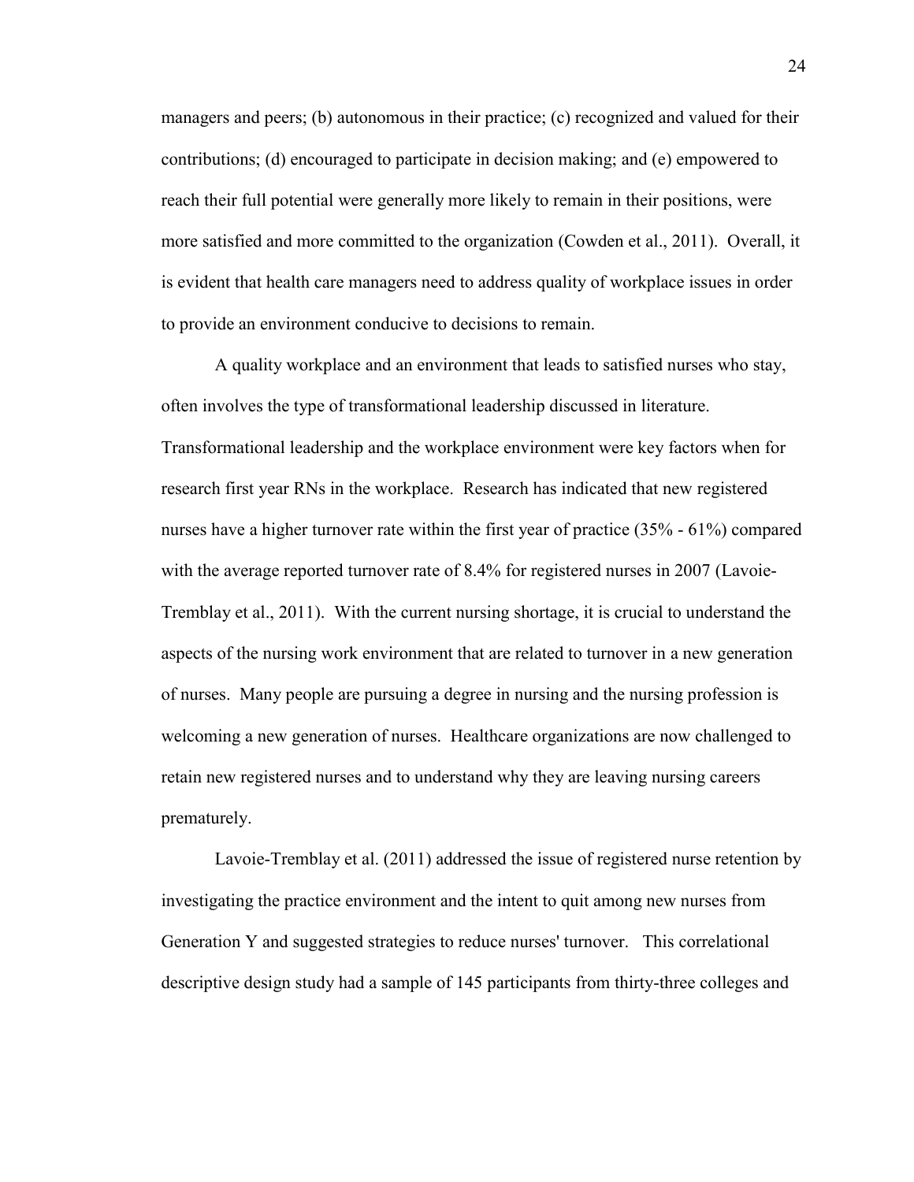managers and peers; (b) autonomous in their practice; (c) recognized and valued for their contributions; (d) encouraged to participate in decision making; and (e) empowered to reach their full potential were generally more likely to remain in their positions, were more satisfied and more committed to the organization (Cowden et al., 2011). Overall, it is evident that health care managers need to address quality of workplace issues in order to provide an environment conducive to decisions to remain.

A quality workplace and an environment that leads to satisfied nurses who stay, often involves the type of transformational leadership discussed in literature. Transformational leadership and the workplace environment were key factors when for research first year RNs in the workplace. Research has indicated that new registered nurses have a higher turnover rate within the first year of practice (35% - 61%) compared with the average reported turnover rate of 8.4% for registered nurses in 2007 (Lavoie-Tremblay et al., 2011). With the current nursing shortage, it is crucial to understand the aspects of the nursing work environment that are related to turnover in a new generation of nurses. Many people are pursuing a degree in nursing and the nursing profession is welcoming a new generation of nurses. Healthcare organizations are now challenged to retain new registered nurses and to understand why they are leaving nursing careers prematurely.

Lavoie-Tremblay et al. (2011) addressed the issue of registered nurse retention by investigating the practice environment and the intent to quit among new nurses from Generation Y and suggested strategies to reduce nurses' turnover. This correlational descriptive design study had a sample of 145 participants from thirty-three colleges and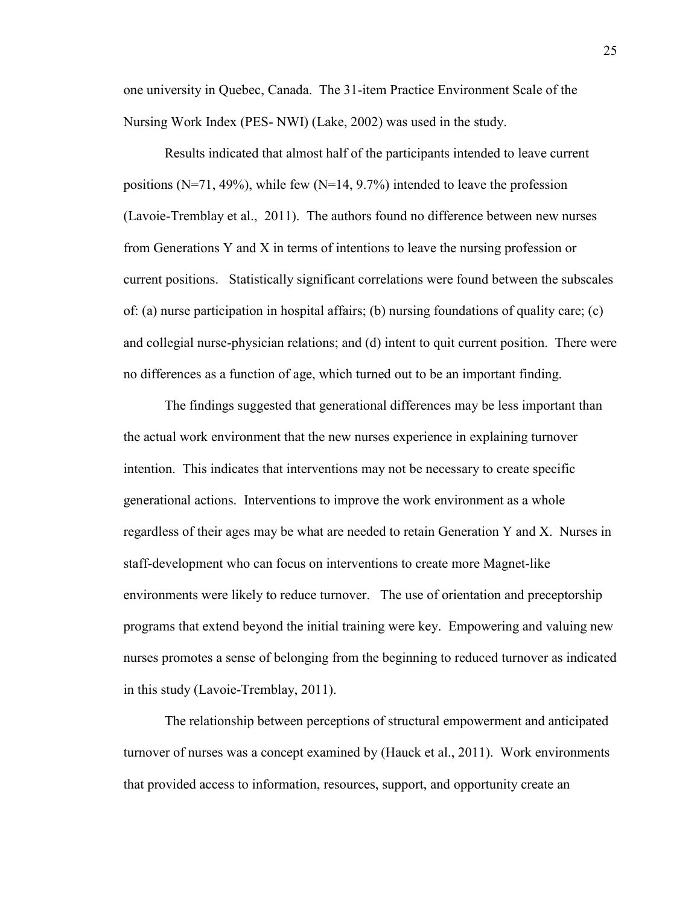one university in Quebec, Canada. The 31-item Practice Environment Scale of the Nursing Work Index (PES- NWI) (Lake, 2002) was used in the study.

Results indicated that almost half of the participants intended to leave current positions (N=71, 49%), while few (N=14, 9.7%) intended to leave the profession (Lavoie-Tremblay et al., 2011). The authors found no difference between new nurses from Generations Y and X in terms of intentions to leave the nursing profession or current positions. Statistically significant correlations were found between the subscales of: (a) nurse participation in hospital affairs; (b) nursing foundations of quality care; (c) and collegial nurse-physician relations; and (d) intent to quit current position. There were no differences as a function of age, which turned out to be an important finding.

The findings suggested that generational differences may be less important than the actual work environment that the new nurses experience in explaining turnover intention. This indicates that interventions may not be necessary to create specific generational actions. Interventions to improve the work environment as a whole regardless of their ages may be what are needed to retain Generation Y and X. Nurses in staff-development who can focus on interventions to create more Magnet-like environments were likely to reduce turnover. The use of orientation and preceptorship programs that extend beyond the initial training were key. Empowering and valuing new nurses promotes a sense of belonging from the beginning to reduced turnover as indicated in this study (Lavoie-Tremblay, 2011).

The relationship between perceptions of structural empowerment and anticipated turnover of nurses was a concept examined by (Hauck et al., 2011). Work environments that provided access to information, resources, support, and opportunity create an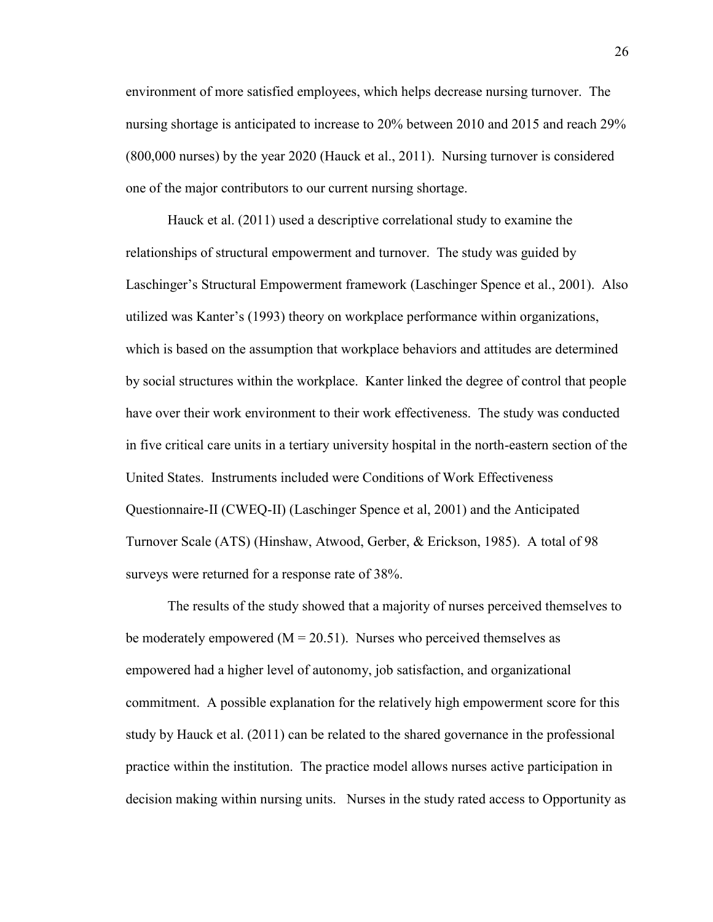environment of more satisfied employees, which helps decrease nursing turnover. The nursing shortage is anticipated to increase to 20% between 2010 and 2015 and reach 29% (800,000 nurses) by the year 2020 (Hauck et al., 2011). Nursing turnover is considered one of the major contributors to our current nursing shortage.

Hauck et al. (2011) used a descriptive correlational study to examine the relationships of structural empowerment and turnover. The study was guided by Laschinger's Structural Empowerment framework (Laschinger Spence et al., 2001). Also utilized was Kanter's (1993) theory on workplace performance within organizations, which is based on the assumption that workplace behaviors and attitudes are determined by social structures within the workplace. Kanter linked the degree of control that people have over their work environment to their work effectiveness. The study was conducted in five critical care units in a tertiary university hospital in the north-eastern section of the United States. Instruments included were Conditions of Work Effectiveness Questionnaire-II (CWEQ-II) (Laschinger Spence et al, 2001) and the Anticipated Turnover Scale (ATS) (Hinshaw, Atwood, Gerber, & Erickson, 1985). A total of 98 surveys were returned for a response rate of 38%.

The results of the study showed that a majority of nurses perceived themselves to be moderately empowered ($M = 20.51$). Nurses who perceived themselves as empowered had a higher level of autonomy, job satisfaction, and organizational commitment. A possible explanation for the relatively high empowerment score for this study by Hauck et al. (2011) can be related to the shared governance in the professional practice within the institution. The practice model allows nurses active participation in decision making within nursing units. Nurses in the study rated access to Opportunity as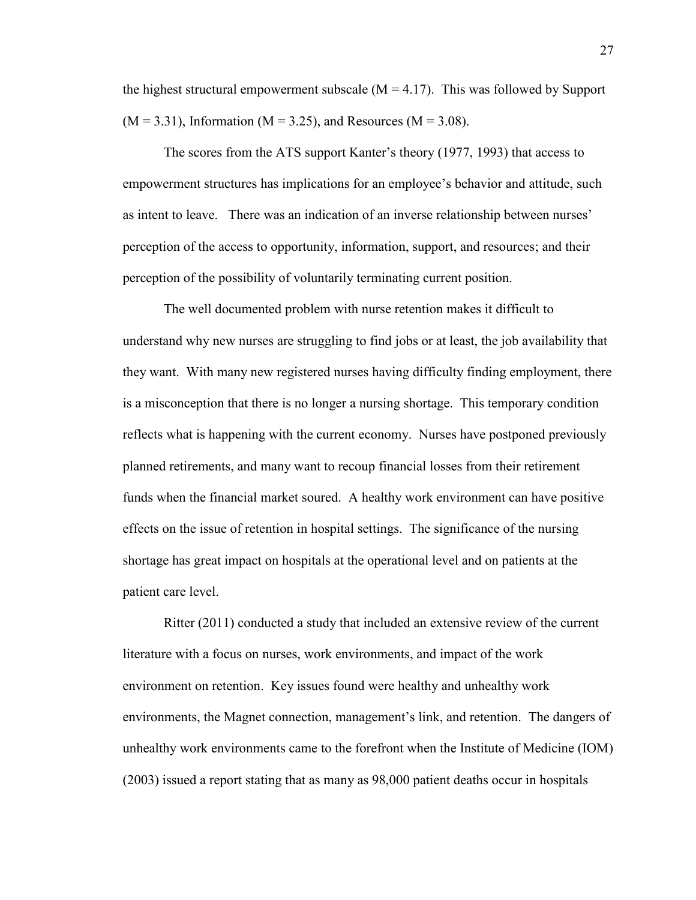the highest structural empowerment subscale ($M = 4.17$). This was followed by Support ($M = 3.31$), Information ($M = 3.25$), and Resources ($M = 3.08$).

The scores from the ATS support Kanter's theory (1977, 1993) that access to empowerment structures has implications for an employee's behavior and attitude, such as intent to leave. There was an indication of an inverse relationship between nurses' perception of the access to opportunity, information, support, and resources; and their perception of the possibility of voluntarily terminating current position.

The well documented problem with nurse retention makes it difficult to understand why new nurses are struggling to find jobs or at least, the job availability that they want. With many new registered nurses having difficulty finding employment, there is a misconception that there is no longer a nursing shortage. This temporary condition reflects what is happening with the current economy. Nurses have postponed previously planned retirements, and many want to recoup financial losses from their retirement funds when the financial market soured. A healthy work environment can have positive effects on the issue of retention in hospital settings. The significance of the nursing shortage has great impact on hospitals at the operational level and on patients at the patient care level.

Ritter (2011) conducted a study that included an extensive review of the current literature with a focus on nurses, work environments, and impact of the work environment on retention. Key issues found were healthy and unhealthy work environments, the Magnet connection, management's link, and retention. The dangers of unhealthy work environments came to the forefront when the Institute of Medicine (IOM) (2003) issued a report stating that as many as 98,000 patient deaths occur in hospitals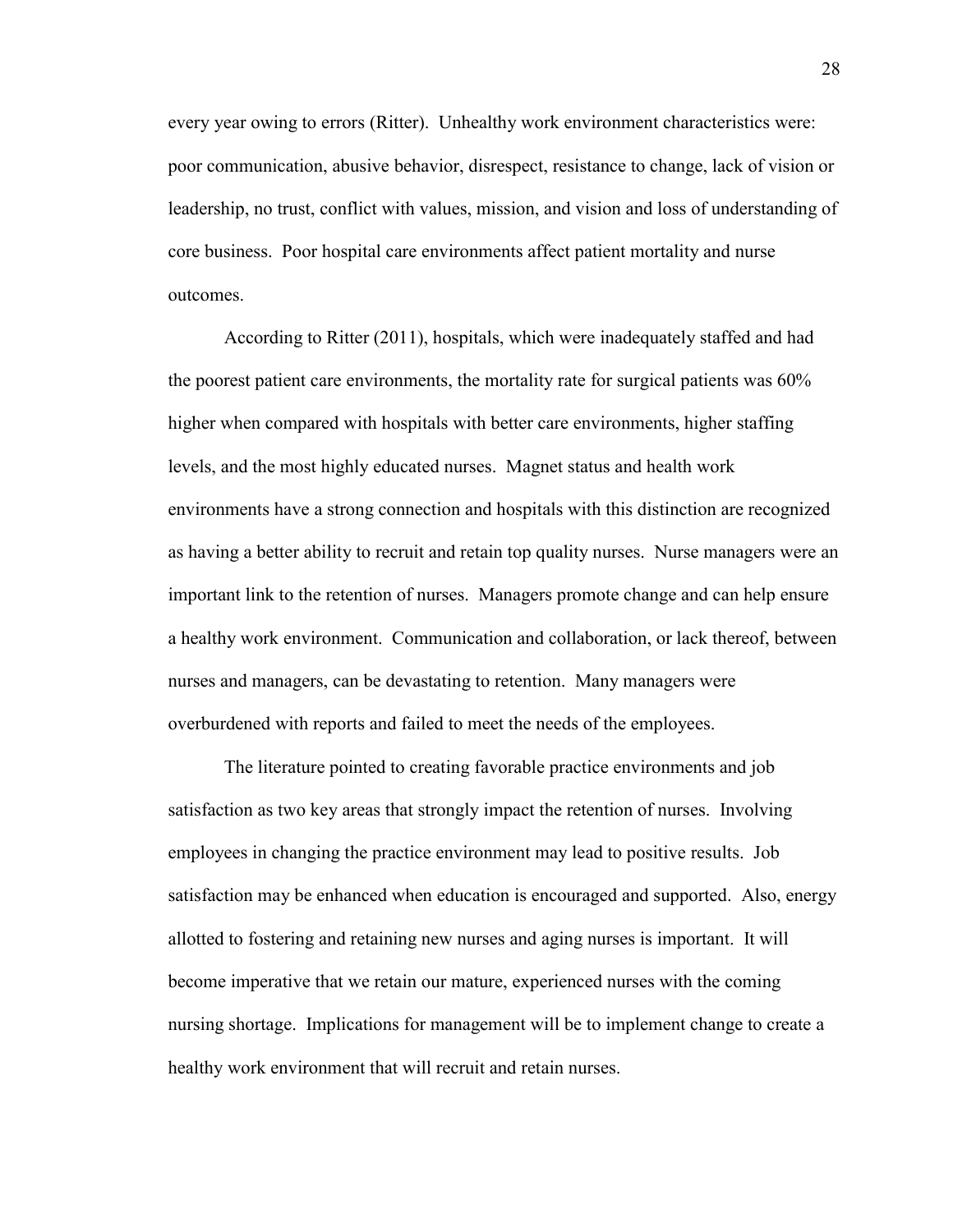every year owing to errors (Ritter). Unhealthy work environment characteristics were: poor communication, abusive behavior, disrespect, resistance to change, lack of vision or leadership, no trust, conflict with values, mission, and vision and loss of understanding of core business. Poor hospital care environments affect patient mortality and nurse outcomes.

According to Ritter (2011), hospitals, which were inadequately staffed and had the poorest patient care environments, the mortality rate for surgical patients was 60% higher when compared with hospitals with better care environments, higher staffing levels, and the most highly educated nurses. Magnet status and health work environments have a strong connection and hospitals with this distinction are recognized as having a better ability to recruit and retain top quality nurses. Nurse managers were an important link to the retention of nurses. Managers promote change and can help ensure a healthy work environment. Communication and collaboration, or lack thereof, between nurses and managers, can be devastating to retention. Many managers were overburdened with reports and failed to meet the needs of the employees.

The literature pointed to creating favorable practice environments and job satisfaction as two key areas that strongly impact the retention of nurses. Involving employees in changing the practice environment may lead to positive results. Job satisfaction may be enhanced when education is encouraged and supported. Also, energy allotted to fostering and retaining new nurses and aging nurses is important. It will become imperative that we retain our mature, experienced nurses with the coming nursing shortage. Implications for management will be to implement change to create a healthy work environment that will recruit and retain nurses.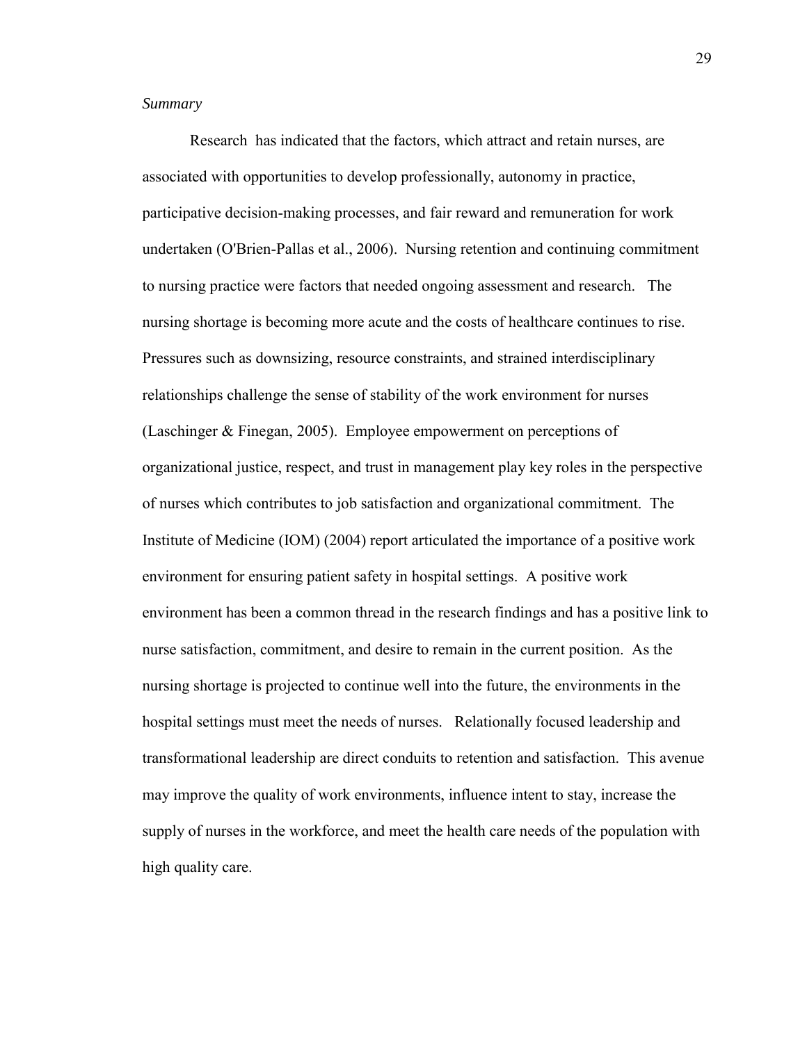*Summary*

Research has indicated that the factors, which attract and retain nurses, are associated with opportunities to develop professionally, autonomy in practice, participative decision-making processes, and fair reward and remuneration for work undertaken (O'Brien-Pallas et al., 2006). Nursing retention and continuing commitment to nursing practice were factors that needed ongoing assessment and research. The nursing shortage is becoming more acute and the costs of healthcare continues to rise. Pressures such as downsizing, resource constraints, and strained interdisciplinary relationships challenge the sense of stability of the work environment for nurses (Laschinger & Finegan, 2005). Employee empowerment on perceptions of organizational justice, respect, and trust in management play key roles in the perspective of nurses which contributes to job satisfaction and organizational commitment. The Institute of Medicine (IOM) (2004) report articulated the importance of a positive work environment for ensuring patient safety in hospital settings. A positive work environment has been a common thread in the research findings and has a positive link to nurse satisfaction, commitment, and desire to remain in the current position. As the nursing shortage is projected to continue well into the future, the environments in the hospital settings must meet the needs of nurses. Relationally focused leadership and transformational leadership are direct conduits to retention and satisfaction. This avenue may improve the quality of work environments, influence intent to stay, increase the supply of nurses in the workforce, and meet the health care needs of the population with high quality care.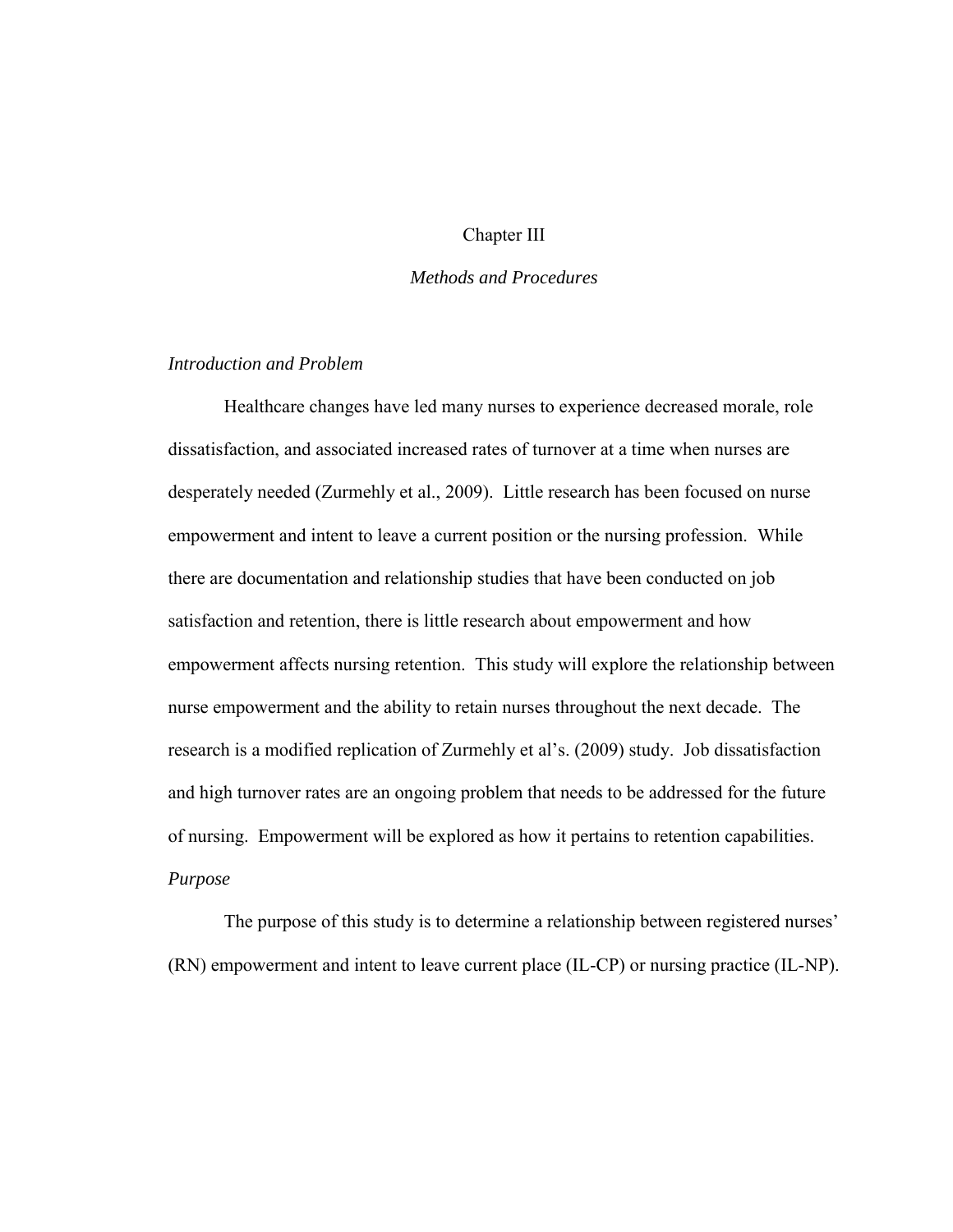# Chapter III

## *Methods and Procedures*

### *Introduction and Problem*

Healthcare changes have led many nurses to experience decreased morale, role dissatisfaction, and associated increased rates of turnover at a time when nurses are desperately needed (Zurmehly et al., 2009). Little research has been focused on nurse empowerment and intent to leave a current position or the nursing profession. While there are documentation and relationship studies that have been conducted on job satisfaction and retention, there is little research about empowerment and how empowerment affects nursing retention. This study will explore the relationship between nurse empowerment and the ability to retain nurses throughout the next decade. The research is a modified replication of Zurmehly et al's. (2009) study. Job dissatisfaction and high turnover rates are an ongoing problem that needs to be addressed for the future of nursing. Empowerment will be explored as how it pertains to retention capabilities.

### *Purpose*

The purpose of this study is to determine a relationship between registered nurses' (RN) empowerment and intent to leave current place (IL-CP) or nursing practice (IL-NP).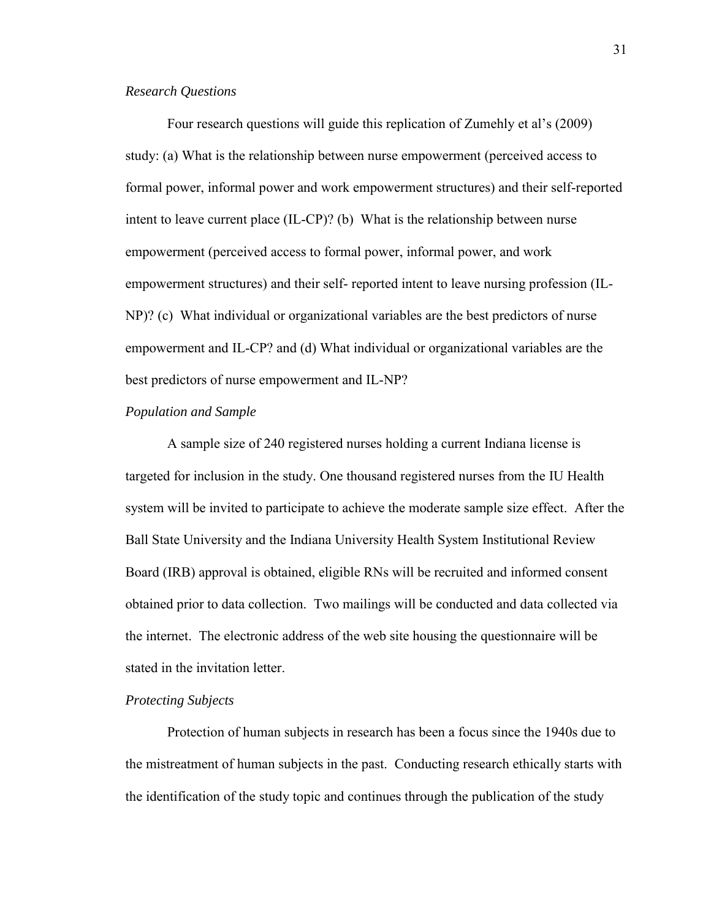*Research Questions*

Four research questions will guide this replication of Zumehly et al's (2009) study: (a) What is the relationship between nurse empowerment (perceived access to formal power, informal power and work empowerment structures) and their self-reported intent to leave current place (IL-CP)? (b) What is the relationship between nurse empowerment (perceived access to formal power, informal power, and work empowerment structures) and their self- reported intent to leave nursing profession (IL-NP)? (c) What individual or organizational variables are the best predictors of nurse empowerment and IL-CP? and (d) What individual or organizational variables are the best predictors of nurse empowerment and IL-NP?

*Population and Sample*

A sample size of 240 registered nurses holding a current Indiana license is targeted for inclusion in the study. One thousand registered nurses from the IU Health system will be invited to participate to achieve the moderate sample size effect. After the Ball State University and the Indiana University Health System Institutional Review Board (IRB) approval is obtained, eligible RNs will be recruited and informed consent obtained prior to data collection. Two mailings will be conducted and data collected via the internet. The electronic address of the web site housing the questionnaire will be stated in the invitation letter.

*Protecting Subjects*

Protection of human subjects in research has been a focus since the 1940s due to the mistreatment of human subjects in the past. Conducting research ethically starts with the identification of the study topic and continues through the publication of the study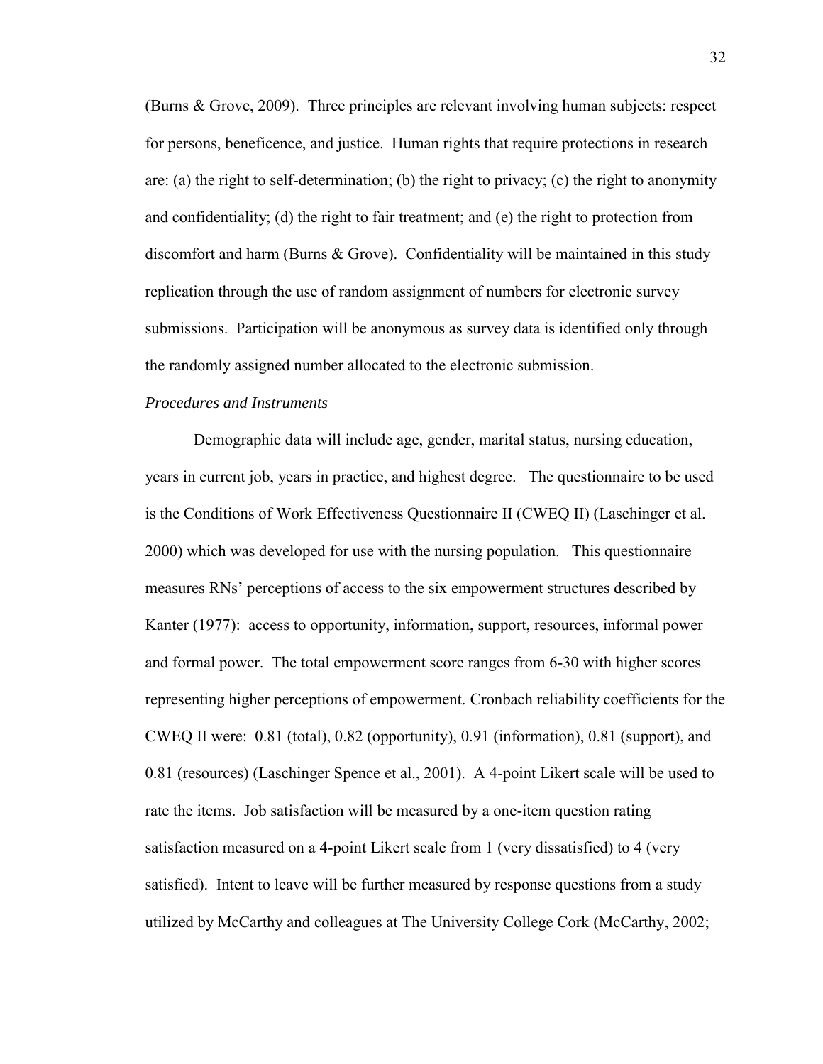(Burns & Grove, 2009). Three principles are relevant involving human subjects: respect for persons, beneficence, and justice. Human rights that require protections in research are: (a) the right to self-determination; (b) the right to privacy; (c) the right to anonymity and confidentiality; (d) the right to fair treatment; and (e) the right to protection from discomfort and harm (Burns & Grove). Confidentiality will be maintained in this study replication through the use of random assignment of numbers for electronic survey submissions. Participation will be anonymous as survey data is identified only through the randomly assigned number allocated to the electronic submission.

*Procedures and Instruments*

Demographic data will include age, gender, marital status, nursing education, years in current job, years in practice, and highest degree. The questionnaire to be used is the Conditions of Work Effectiveness Questionnaire II (CWEQ II) (Laschinger et al. 2000) which was developed for use with the nursing population. This questionnaire measures RNs' perceptions of access to the six empowerment structures described by Kanter (1977): access to opportunity, information, support, resources, informal power and formal power. The total empowerment score ranges from 6-30 with higher scores representing higher perceptions of empowerment. Cronbach reliability coefficients for the CWEQ II were: 0.81 (total), 0.82 (opportunity), 0.91 (information), 0.81 (support), and 0.81 (resources) (Laschinger Spence et al., 2001). A 4-point Likert scale will be used to rate the items. Job satisfaction will be measured by a one-item question rating satisfaction measured on a 4-point Likert scale from 1 (very dissatisfied) to 4 (very satisfied). Intent to leave will be further measured by response questions from a study utilized by McCarthy and colleagues at The University College Cork (McCarthy, 2002;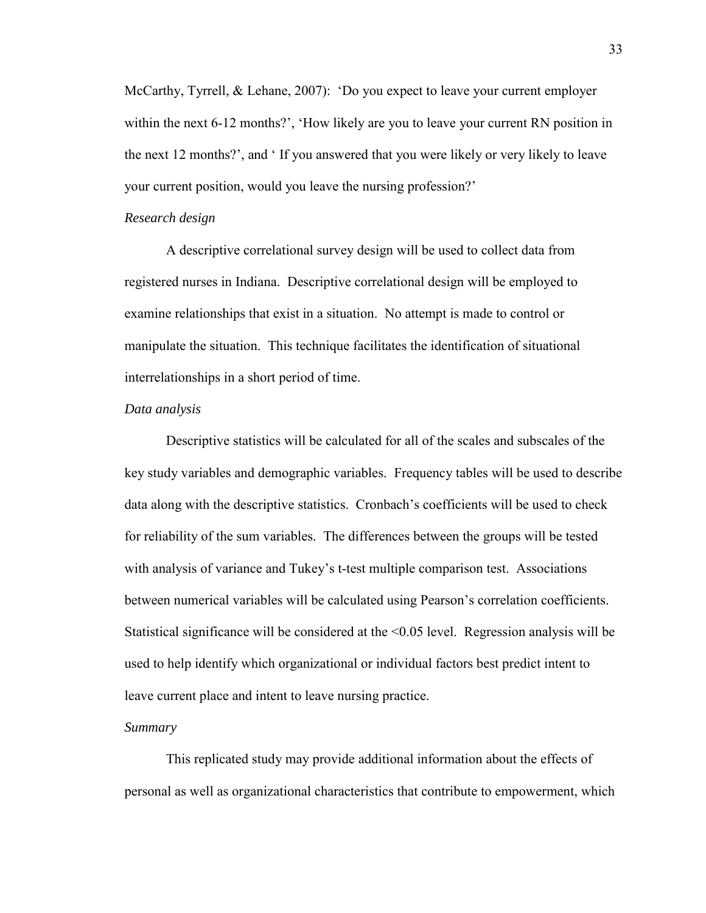McCarthy, Tyrrell, & Lehane, 2007): 'Do you expect to leave your current employer within the next 6-12 months?', 'How likely are you to leave your current RN position in the next 12 months?', and ' If you answered that you were likely or very likely to leave your current position, would you leave the nursing profession?'

*Research design*

A descriptive correlational survey design will be used to collect data from registered nurses in Indiana. Descriptive correlational design will be employed to examine relationships that exist in a situation. No attempt is made to control or manipulate the situation. This technique facilitates the identification of situational interrelationships in a short period of time.

*Data analysis*

Descriptive statistics will be calculated for all of the scales and subscales of the key study variables and demographic variables. Frequency tables will be used to describe data along with the descriptive statistics. Cronbach's coefficients will be used to check for reliability of the sum variables. The differences between the groups will be tested with analysis of variance and Tukey's t-test multiple comparison test. Associations between numerical variables will be calculated using Pearson's correlation coefficients. Statistical significance will be considered at the $<0.05$ level. Regression analysis will be used to help identify which organizational or individual factors best predict intent to leave current place and intent to leave nursing practice.

*Summary*

This replicated study may provide additional information about the effects of personal as well as organizational characteristics that contribute to empowerment, which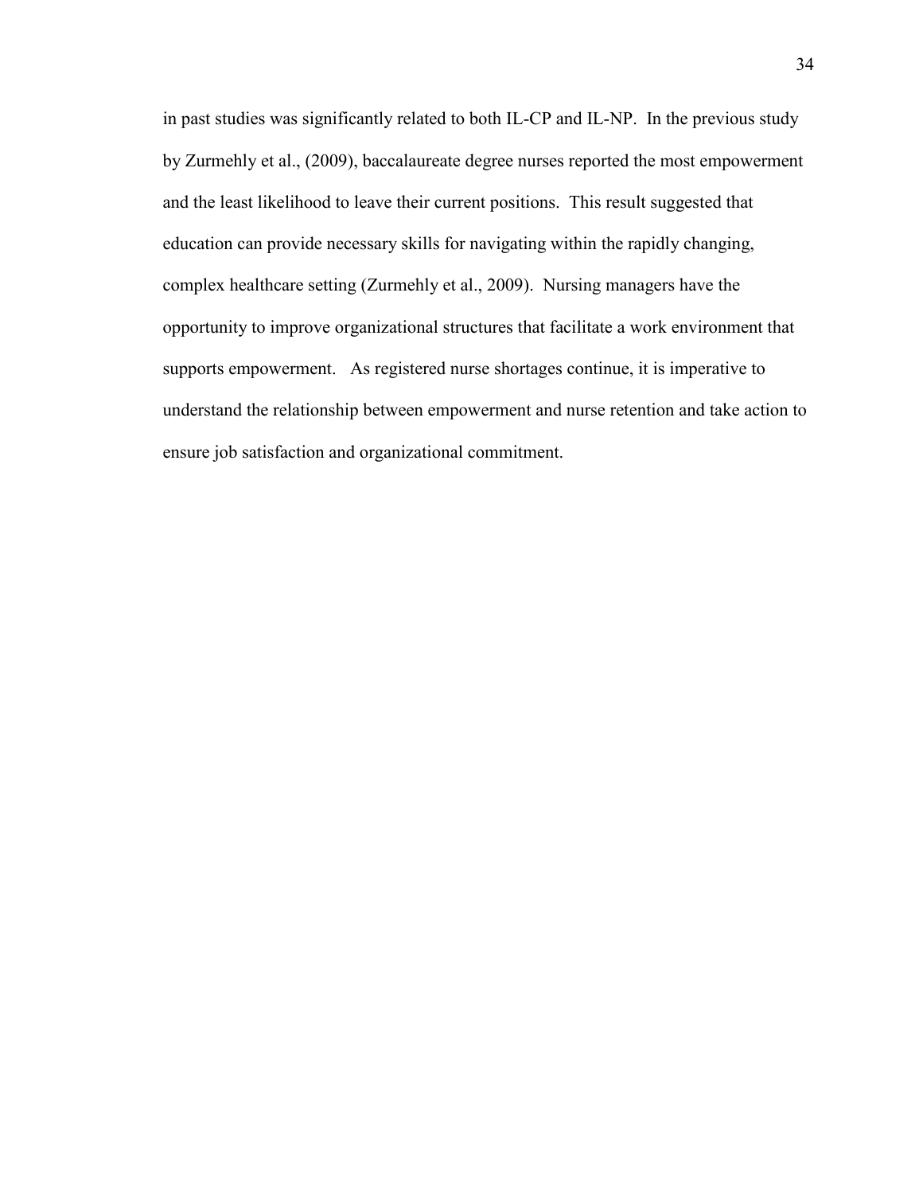in past studies was significantly related to both IL-CP and IL-NP. In the previous study by Zurmehly et al., (2009), baccalaureate degree nurses reported the most empowerment and the least likelihood to leave their current positions. This result suggested that education can provide necessary skills for navigating within the rapidly changing, complex healthcare setting (Zurmehly et al., 2009). Nursing managers have the opportunity to improve organizational structures that facilitate a work environment that supports empowerment. As registered nurse shortages continue, it is imperative to understand the relationship between empowerment and nurse retention and take action to ensure job satisfaction and organizational commitment.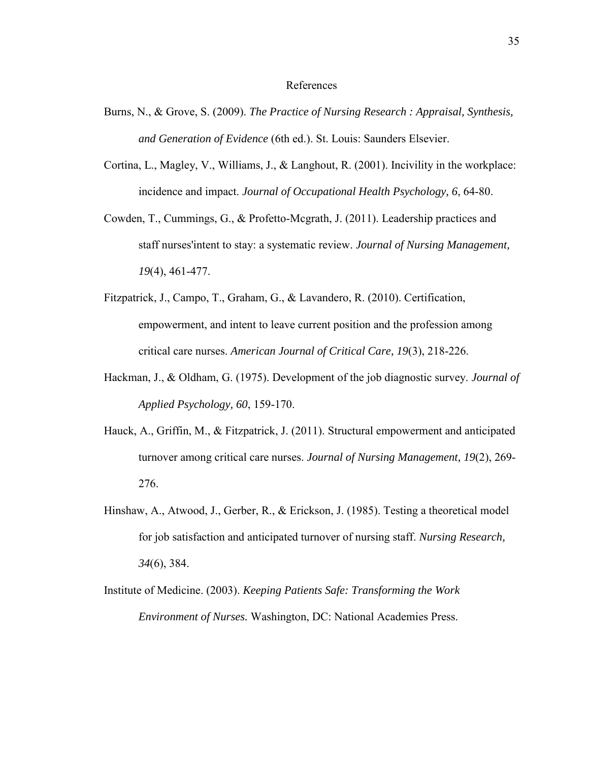# References

Burns, N., & Grove, S. (2009). *The Practice of Nursing Research : Appraisal, Synthesis, and Generation of Evidence* (6th ed.). St. Louis: Saunders Elsevier.

Cortina, L., Magley, V., Williams, J., & Langhout, R. (2001). Incivility in the workplace: incidence and impact. *Journal of Occupational Health Psychology, 6*, 64-80.

Cowden, T., Cummings, G., & Profetto-Mcgrath, J. (2011). Leadership practices and staff nurses'intent to stay: a systematic review. *Journal of Nursing Management, 19*(4), 461-477.

Fitzpatrick, J., Campo, T., Graham, G., & Lavandero, R. (2010). Certification, empowerment, and intent to leave current position and the profession among critical care nurses. *American Journal of Critical Care, 19*(3), 218-226.

Hackman, J., & Oldham, G. (1975). Development of the job diagnostic survey. *Journal of Applied Psychology, 60*, 159-170.

Hauck, A., Griffin, M., & Fitzpatrick, J. (2011). Structural empowerment and anticipated turnover among critical care nurses. *Journal of Nursing Management, 19*(2), 269-276.

Hinshaw, A., Atwood, J., Gerber, R., & Erickson, J. (1985). Testing a theoretical model for job satisfaction and anticipated turnover of nursing staff. *Nursing Research, 34*(6), 384.

Institute of Medicine. (2003). *Keeping Patients Safe: Transforming the Work Environment of Nurses.* Washington, DC: National Academies Press.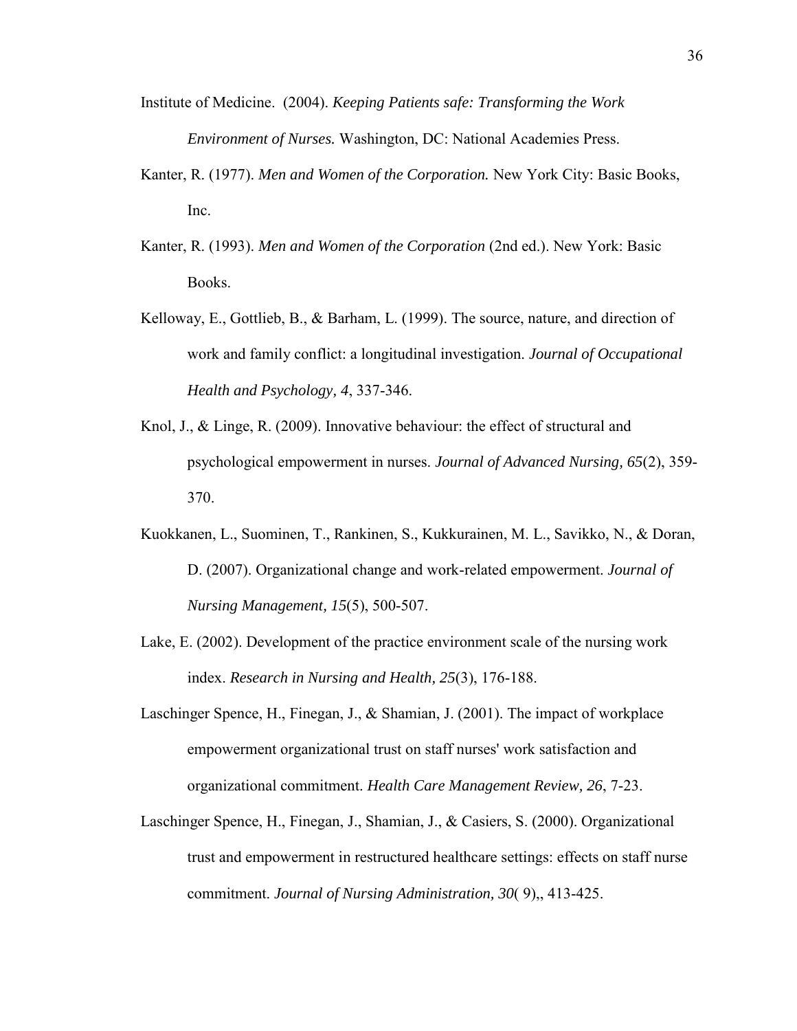Institute of Medicine. (2004). *Keeping Patients safe: Transforming the Work Environment of Nurses.* Washington, DC: National Academies Press.

Kanter, R. (1977). *Men and Women of the Corporation.* New York City: Basic Books, Inc.

Kanter, R. (1993). *Men and Women of the Corporation* (2nd ed.). New York: Basic Books.

Kelloway, E., Gottlieb, B., & Barham, L. (1999). The source, nature, and direction of work and family conflict: a longitudinal investigation. *Journal of Occupational Health and Psychology, 4*, 337-346.

Knol, J., & Linge, R. (2009). Innovative behaviour: the effect of structural and psychological empowerment in nurses. *Journal of Advanced Nursing, 65*(2), 359-370.

Kuokkanen, L., Suominen, T., Rankinen, S., Kukkurainen, M. L., Savikko, N., & Doran, D. (2007). Organizational change and work-related empowerment. *Journal of Nursing Management, 15*(5), 500-507.

Lake, E. (2002). Development of the practice environment scale of the nursing work index. *Research in Nursing and Health, 25*(3), 176-188.

Laschinger Spence, H., Finegan, J., & Shamian, J. (2001). The impact of workplace empowerment organizational trust on staff nurses' work satisfaction and organizational commitment. *Health Care Management Review, 26*, 7-23.

Laschinger Spence, H., Finegan, J., Shamian, J., & Casiers, S. (2000). Organizational trust and empowerment in restructured healthcare settings: effects on staff nurse commitment. *Journal of Nursing Administration, 30*( 9),, 413-425.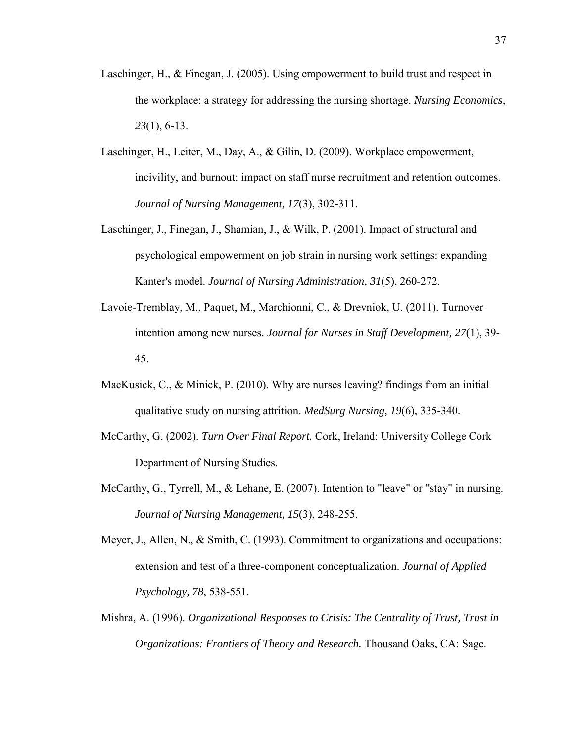Laschinger, H., & Finegan, J. (2005). Using empowerment to build trust and respect in the workplace: a strategy for addressing the nursing shortage. *Nursing Economics, 23*(1), 6-13.

Laschinger, H., Leiter, M., Day, A., & Gilin, D. (2009). Workplace empowerment, incivility, and burnout: impact on staff nurse recruitment and retention outcomes. *Journal of Nursing Management, 17*(3), 302-311.

Laschinger, J., Finegan, J., Shamian, J., & Wilk, P. (2001). Impact of structural and psychological empowerment on job strain in nursing work settings: expanding Kanter's model. *Journal of Nursing Administration, 31*(5), 260-272.

Lavoie-Tremblay, M., Paquet, M., Marchionni, C., & Drevniok, U. (2011). Turnover intention among new nurses. *Journal for Nurses in Staff Development, 27*(1), 39-45.

MacKusick, C., & Minick, P. (2010). Why are nurses leaving? findings from an initial qualitative study on nursing attrition. *MedSurg Nursing, 19*(6), 335-340.

McCarthy, G. (2002). *Turn Over Final Report.* Cork, Ireland: University College Cork Department of Nursing Studies.

McCarthy, G., Tyrrell, M., & Lehane, E. (2007). Intention to "leave" or "stay" in nursing. *Journal of Nursing Management, 15*(3), 248-255.

Meyer, J., Allen, N., & Smith, C. (1993). Commitment to organizations and occupations: extension and test of a three-component conceptualization. *Journal of Applied Psychology, 78*, 538-551.

Mishra, A. (1996). *Organizational Responses to Crisis: The Centrality of Trust, Trust in Organizations: Frontiers of Theory and Research.* Thousand Oaks, CA: Sage.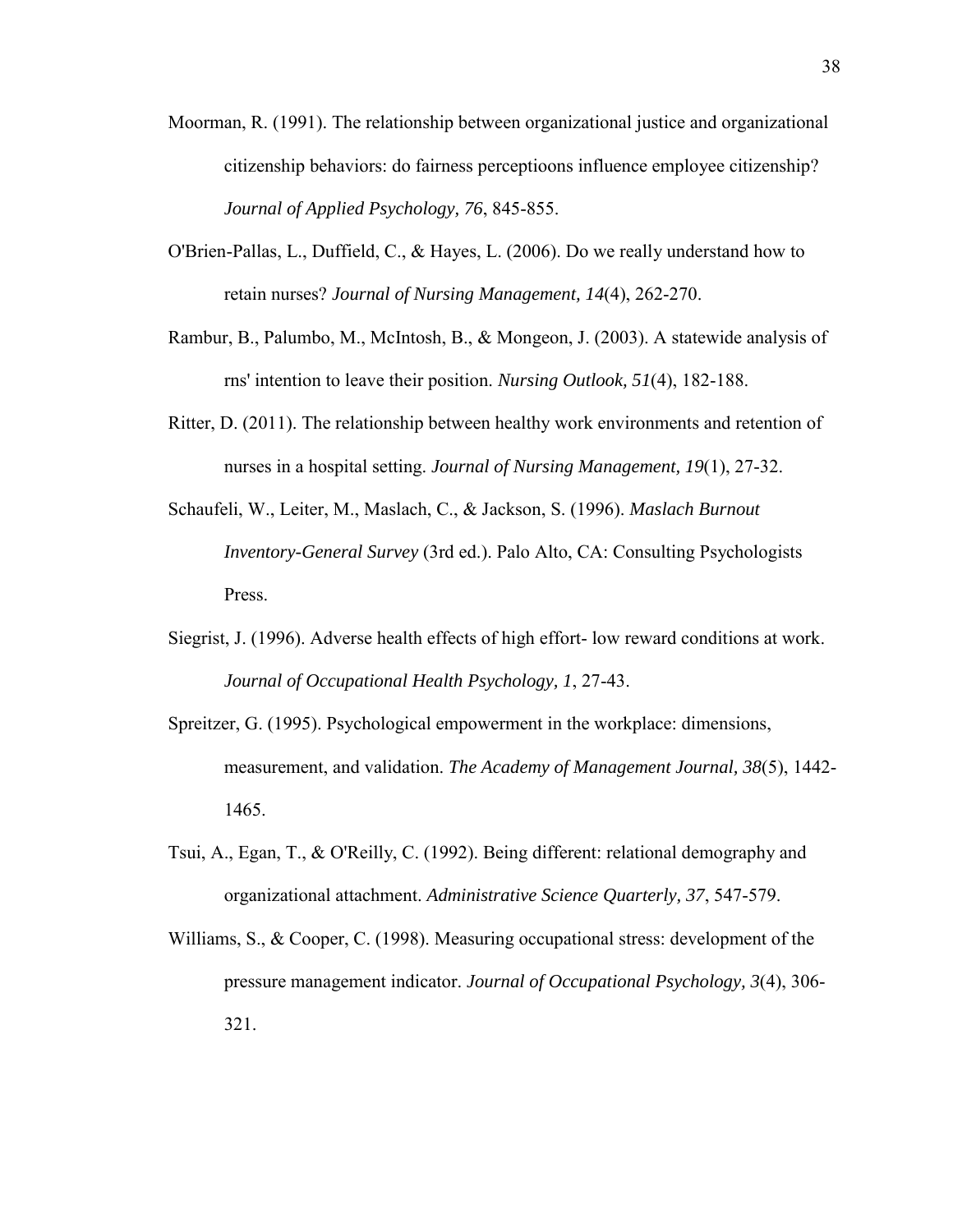Moorman, R. (1991). The relationship between organizational justice and organizational citizenship behaviors: do fairness perceptioons influence employee citizenship? *Journal of Applied Psychology, 76*, 845-855.

O'Brien-Pallas, L., Duffield, C., & Hayes, L. (2006). Do we really understand how to retain nurses? *Journal of Nursing Management, 14*(4), 262-270.

Rambur, B., Palumbo, M., McIntosh, B., & Mongeon, J. (2003). A statewide analysis of rns' intention to leave their position. *Nursing Outlook, 51*(4), 182-188.

Ritter, D. (2011). The relationship between healthy work environments and retention of nurses in a hospital setting. *Journal of Nursing Management, 19*(1), 27-32.

Schaufeli, W., Leiter, M., Maslach, C., & Jackson, S. (1996). *Maslach Burnout Inventory-General Survey* (3rd ed.). Palo Alto, CA: Consulting Psychologists Press.

Siegrist, J. (1996). Adverse health effects of high effort- low reward conditions at work. *Journal of Occupational Health Psychology, 1*, 27-43.

Spreitzer, G. (1995). Psychological empowerment in the workplace: dimensions, measurement, and validation. *The Academy of Management Journal, 38*(5), 1442-1465.

Tsui, A., Egan, T., & O'Reilly, C. (1992). Being different: relational demography and organizational attachment. *Administrative Science Quarterly, 37*, 547-579.

Williams, S., & Cooper, C. (1998). Measuring occupational stress: development of the pressure management indicator. *Journal of Occupational Psychology, 3*(4), 306-321.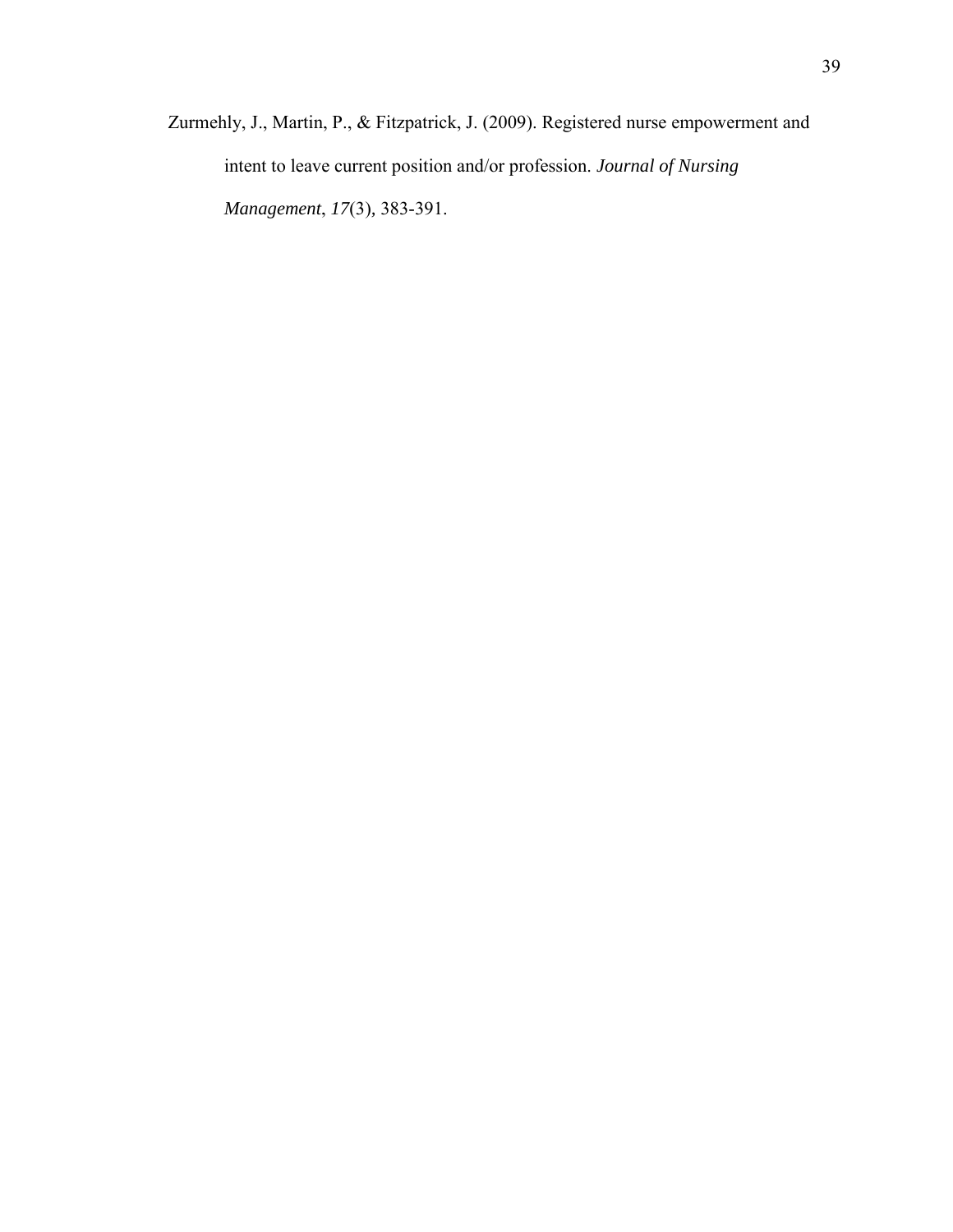Zurmehly, J., Martin, P., & Fitzpatrick, J. (2009). Registered nurse empowerment and intent to leave current position and/or profession. *Journal of Nursing Management*, *17*(3), 383-391.